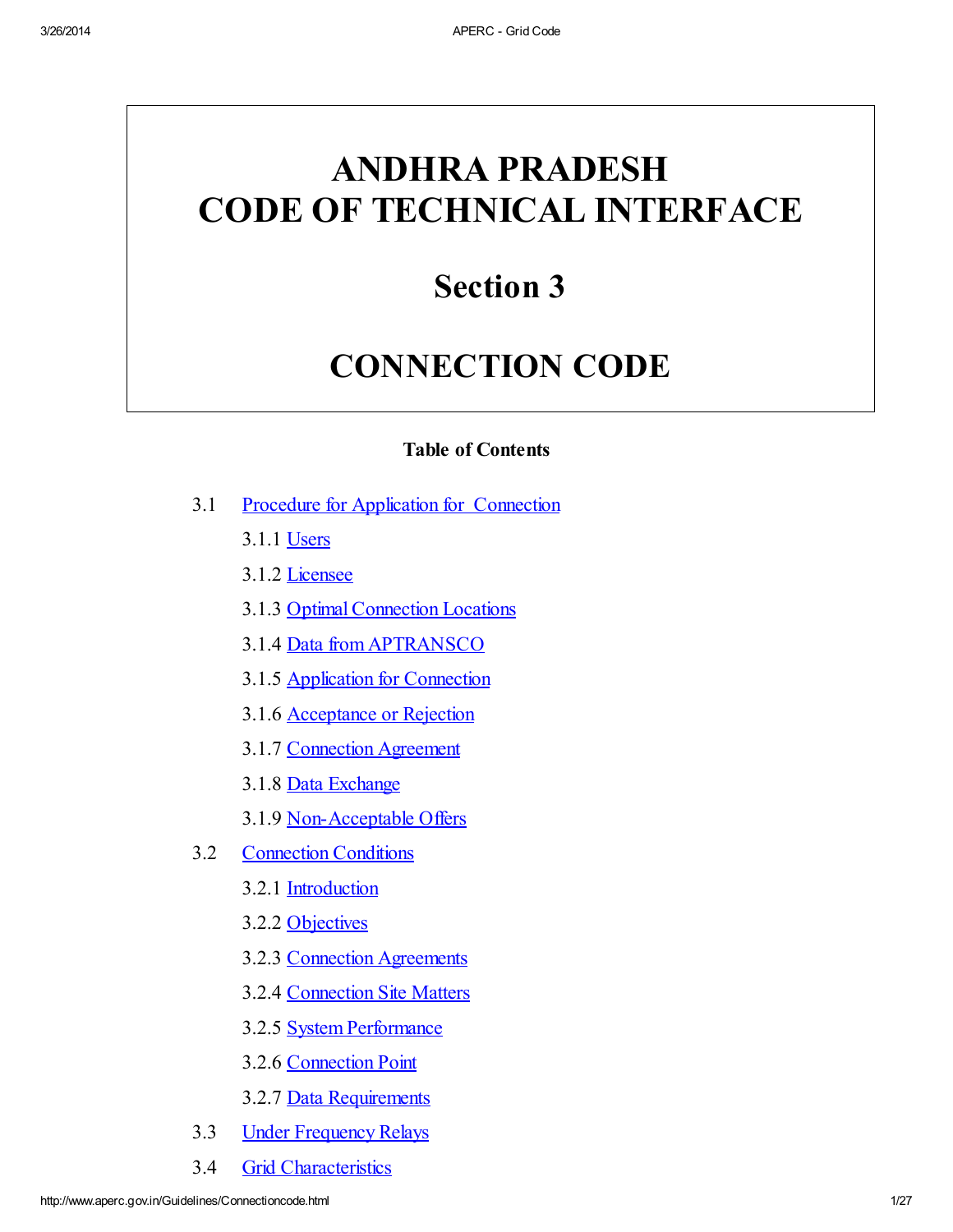# ANDHRA PRADESH CODE OF TECHNICAL INTERFACE

## Section 3

## CONNECTION CODE

**Table of Contents**

3.1 Procedure for Application for Connection

- 3.1.1 Users
- 3.1.2 Licensee
- 3.1.3 Optimal Connection Locations
- 3.1.4 Data from APTRANSCO
- 3.1.5 Application for Connection
- 3.1.6 Acceptance or Rejection
- 3.1.7 Connection Agreement
- 3.1.8 Data Exchange
- 3.1.9 Non-Acceptable Offers

3.2 Connection Conditions

- 3.2.1 Introduction
- 3.2.2 Objectives
- 3.2.3 Connection Agreements
- 3.2.4 Connection Site Matters
- 3.2.5 System Performance
- 3.2.6 Connection Point
- 3.2.7 Data Requirements

3.3 Under Frequency Relays

3.4 Grid Characteristics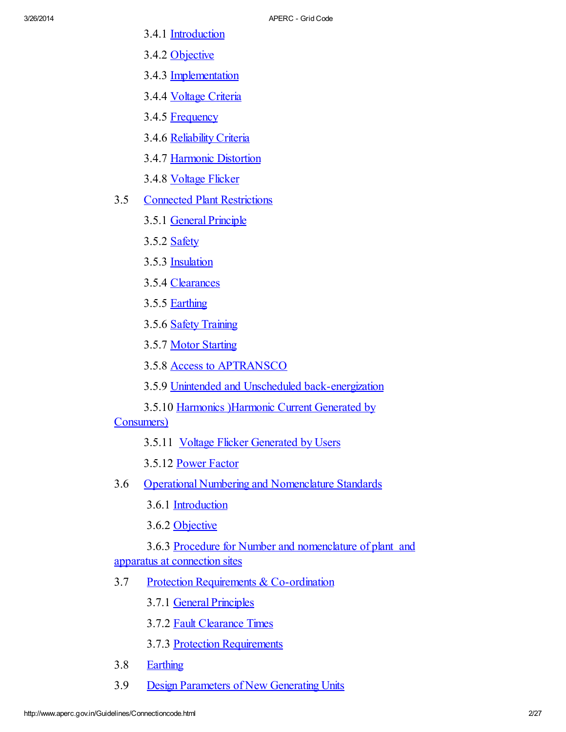- 3.4.1 Introduction
- 3.4.2 Objective
- 3.4.3 Implementation
- 3.4.4 Voltage Criteria
- 3.4.5 Frequency
- 3.4.6 Reliability Criteria
- 3.4.7 Harmonic Distortion
- 3.4.8 Voltage Flicker

3.5 Connected Plant Restrictions

- 3.5.1 General Principle
- 3.5.2 Safety
- 3.5.3 Insulation
- 3.5.4 Clearances
- 3.5.5 Earthing
- 3.5.6 Safety Training
- 3.5.7 Motor Starting
- 3.5.8 Access to APTRANSCO
- 3.5.9 Unintended and Unscheduled back-energization
- 3.5.10 Harmonics )Harmonic Current Generated by Consumers)
- 3.5.11 Voltage Flicker Generated by Users
- 3.5.12 Power Factor

3.6 Operational Numbering and Nomenclature Standards

- 3.6.1 Introduction
- 3.6.2 Objective
- 3.6.3 Procedure for Number and nomenclature of plant and apparatus at connection sites

3.7 Protection Requirements & Co-ordination

- 3.7.1 General Principles
- 3.7.2 Fault Clearance Times
- 3.7.3 Protection Requirements

3.8 Earthing

3.9 Design Parameters of New Generating Units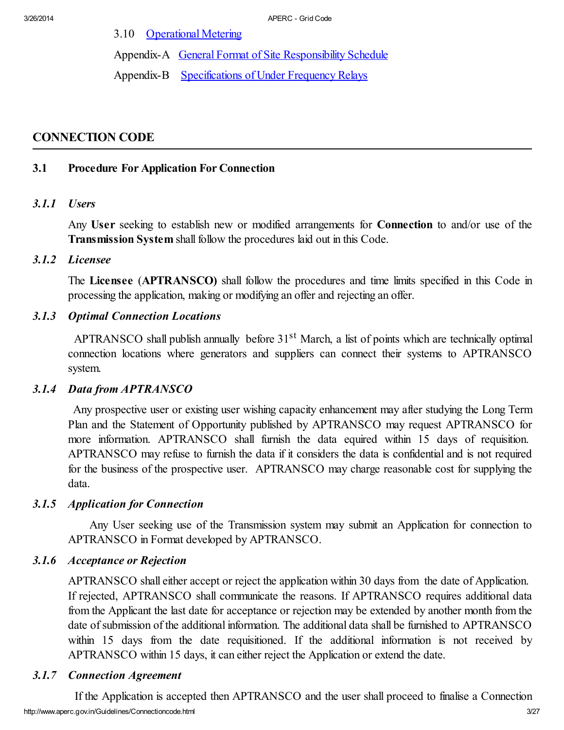3.10 [Operational Metering](#)

Appendix-A [General Format of Site Responsibility Schedule](#)

Appendix-B [Specifications of Under Frequency Relays](#)

## CONNECTION CODE

### 3.1 Procedure For Application For Connection

#### *3.1.1 Users*

Any **User** seeking to establish new or modified arrangements for **Connection** to and/or use of the **Transmission System** shall follow the procedures laid out in this Code.

#### *3.1.2 Licensee*

The **Licensee** (**APTRANSCO)** shall follow the procedures and time limits specified in this Code in processing the application, making or modifying an offer and rejecting an offer.

#### *3.1.3 Optimal Connection Locations*

APTRANSCO shall publish annually before 31st March, a list of points which are technically optimal connection locations where generators and suppliers can connect their systems to APTRANSCO system.

#### *3.1.4 Data from APTRANSCO*

Any prospective user or existing user wishing capacity enhancement may after studying the Long Term Plan and the Statement of Opportunity published by APTRANSCO may request APTRANSCO for more information. APTRANSCO shall furnish the data equired within 15 days of requisition. APTRANSCO may refuse to furnish the data if it considers the data is confidential and is not required for the business of the prospective user. APTRANSCO may charge reasonable cost for supplying the data.

#### *3.1.5 Application for Connection*

Any User seeking use of the Transmission system may submit an Application for connection to APTRANSCO in Format developed by APTRANSCO.

#### *3.1.6 Acceptance or Rejection*

APTRANSCO shall either accept or reject the application within 30 days from the date of Application. If rejected, APTRANSCO shall communicate the reasons. If APTRANSCO requires additional data from the Applicant the last date for acceptance or rejection may be extended by another month from the date of submission of the additional information. The additional data shall be furnished to APTRANSCO within 15 days from the date requisitioned. If the additional information is not received by APTRANSCO within 15 days, it can either reject the Application or extend the date.

#### *3.1.7 Connection Agreement*

If the Application is accepted then APTRANSCO and the user shall proceed to finalise a Connection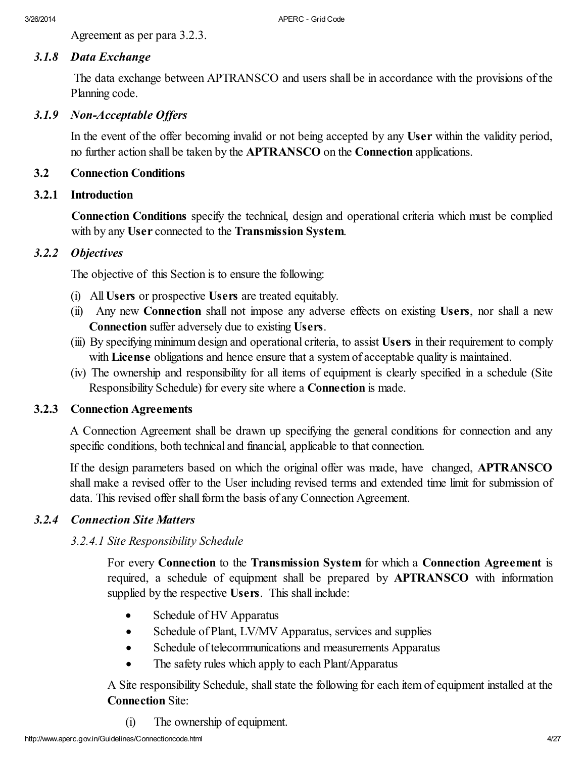Agreement as per para 3.2.3.

### *3.1.8 Data Exchange*

The data exchange between APTRANSCO and users shall be in accordance with the provisions of the Planning code.

### *3.1.9 Non-Acceptable Offers*

In the event of the offer becoming invalid or not being accepted by any **User** within the validity period, no further action shall be taken by the **APTRANSCO** on the **Connection** applications.

## 3.2 Connection Conditions

### 3.2.1 Introduction

**Connection Conditions** specify the technical, design and operational criteria which must be complied with by any **User** connected to the **Transmission System**.

### *3.2.2 Objectives*

The objective of this Section is to ensure the following:

(i) All **Users** or prospective **Users** are treated equitably.

(ii) Any new **Connection** shall not impose any adverse effects on existing **Users**, nor shall a new **Connection** suffer adversely due to existing **Users**.

(iii) By specifying minimum design and operational criteria, to assist **Users** in their requirement to comply with **License** obligations and hence ensure that a system of acceptable quality is maintained.

(iv) The ownership and responsibility for all items of equipment is clearly specified in a schedule (Site Responsibility Schedule) for every site where a **Connection** is made.

### 3.2.3 Connection Agreements

A Connection Agreement shall be drawn up specifying the general conditions for connection and any specific conditions, both technical and financial, applicable to that connection.

If the design parameters based on which the original offer was made, have changed, **APTRANSCO** shall make a revised offer to the User including revised terms and extended time limit for submission of data. This revised offer shall form the basis of any Connection Agreement.

### *3.2.4 Connection Site Matters*

#### *3.2.4.1 Site Responsibility Schedule*

For every **Connection** to the **Transmission System** for which a **Connection Agreement** is required, a schedule of equipment shall be prepared by **APTRANSCO** with information supplied by the respective **Users**. This shall include:

- Schedule of HV Apparatus
- Schedule of Plant, LV/MV Apparatus, services and supplies
- Schedule of telecommunications and measurements Apparatus
- The safety rules which apply to each Plant/Apparatus

A Site responsibility Schedule, shall state the following for each item of equipment installed at the **Connection** Site:

(i) The ownership of equipment.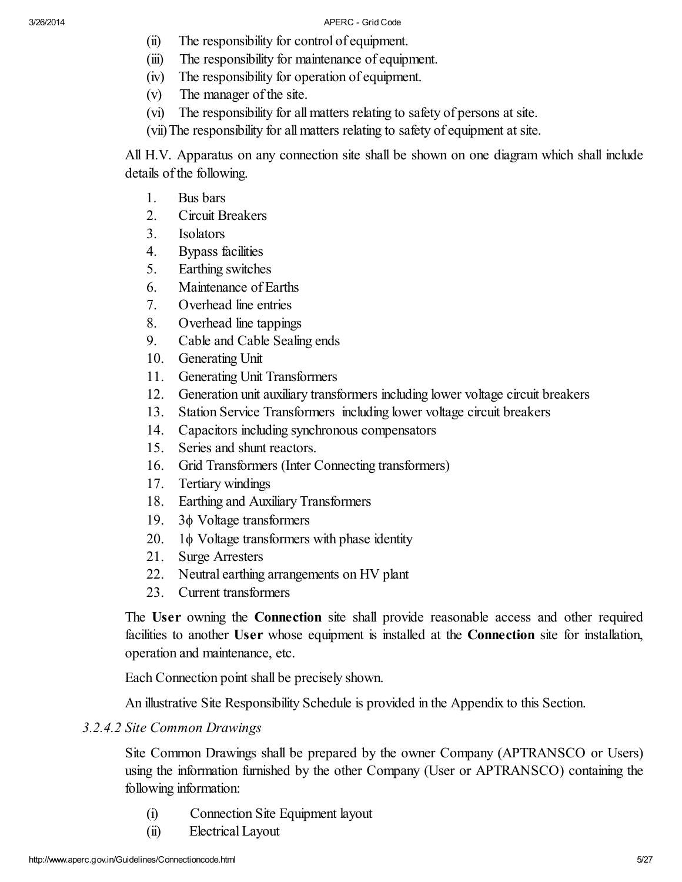(ii) The responsibility for control of equipment.

(iii) The responsibility for maintenance of equipment.

(iv) The responsibility for operation of equipment.

(v) The manager of the site.

(vi) The responsibility for all matters relating to safety of persons at site.

(vii) The responsibility for all matters relating to safety of equipment at site.

All H.V. Apparatus on any connection site shall be shown on one diagram which shall include details of the following.

1. Bus bars
2. Circuit Breakers
3. Isolators
4. Bypass facilities
5. Earthing switches
6. Maintenance of Earths
7. Overhead line entries
8. Overhead line tappings
9. Cable and Cable Sealing ends
10. Generating Unit
11. Generating Unit Transformers
12. Generation unit auxiliary transformers including lower voltage circuit breakers
13. Station Service Transformers including lower voltage circuit breakers
14. Capacitors including synchronous compensators
15. Series and shunt reactors.
16. Grid Transformers (Inter Connecting transformers)
17. Tertiary windings
18. Earthing and Auxiliary Transformers
19. 3ϕ Voltage transformers
20. 1ϕ Voltage transformers with phase identity
21. Surge Arresters
22. Neutral earthing arrangements on HV plant
23. Current transformers

The **User** owning the **Connection** site shall provide reasonable access and other required facilities to another **User** whose equipment is installed at the **Connection** site for installation, operation and maintenance, etc.

Each Connection point shall be precisely shown.

An illustrative Site Responsibility Schedule is provided in the Appendix to this Section.

*3.2.4.2 Site Common Drawings*

Site Common Drawings shall be prepared by the owner Company (APTRANSCO or Users) using the information furnished by the other Company (User or APTRANSCO) containing the following information:

(i) Connection Site Equipment layout

(ii) Electrical Layout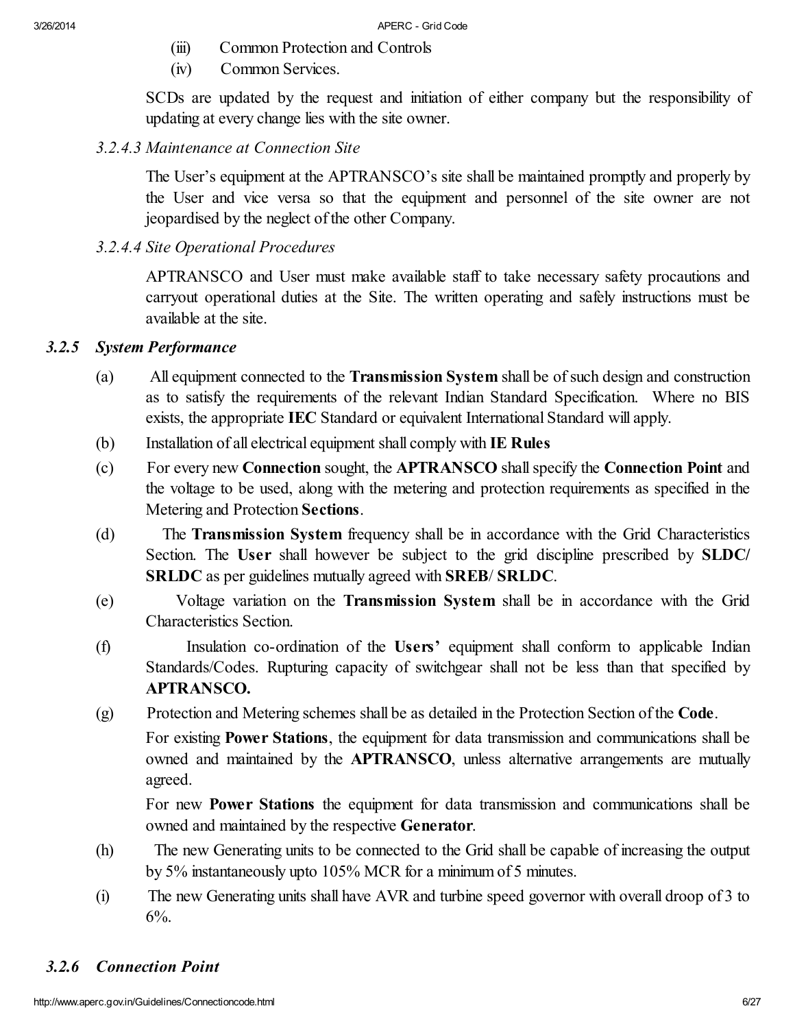(iii) Common Protection and Controls

(iv) Common Services.

SCDs are updated by the request and initiation of either company but the responsibility of updating at every change lies with the site owner.

*3.2.4.3 Maintenance at Connection Site*

The User's equipment at the APTRANSCO's site shall be maintained promptly and properly by the User and vice versa so that the equipment and personnel of the site owner are not jeopardised by the neglect of the other Company.

*3.2.4.4 Site Operational Procedures*

APTRANSCO and User must make available staff to take necessary safety procautions and carryout operational duties at the Site. The written operating and safely instructions must be available at the site.

### *3.2.5 System Performance*

(a) All equipment connected to the **Transmission System** shall be of such design and construction as to satisfy the requirements of the relevant Indian Standard Specification. Where no BIS exists, the appropriate **IEC** Standard or equivalent International Standard will apply.

(b) Installation of all electrical equipment shall comply with **IE Rules**

(c) For every new **Connection** sought, the **APTRANSCO** shall specify the **Connection Point** and the voltage to be used, along with the metering and protection requirements as specified in the Metering and Protection **Sections**.

(d) The **Transmission System** frequency shall be in accordance with the Grid Characteristics Section. The **User** shall however be subject to the grid discipline prescribed by **SLDC/ SRLDC** as per guidelines mutually agreed with **SREB**/ **SRLDC**.

(e) Voltage variation on the **Transmission System** shall be in accordance with the Grid Characteristics Section.

(f) Insulation co-ordination of the **Users'** equipment shall conform to applicable Indian Standards/Codes. Rupturing capacity of switchgear shall not be less than that specified by **APTRANSCO.**

(g) Protection and Metering schemes shall be as detailed in the Protection Section of the **Code**.

For existing **Power Stations**, the equipment for data transmission and communications shall be owned and maintained by the **APTRANSCO**, unless alternative arrangements are mutually agreed.

For new **Power Stations** the equipment for data transmission and communications shall be owned and maintained by the respective **Generator**.

(h) The new Generating units to be connected to the Grid shall be capable of increasing the output by 5% instantaneously upto 105% MCR for a minimum of 5 minutes.

(i) The new Generating units shall have AVR and turbine speed governor with overall droop of 3 to 6%.

### *3.2.6 Connection Point*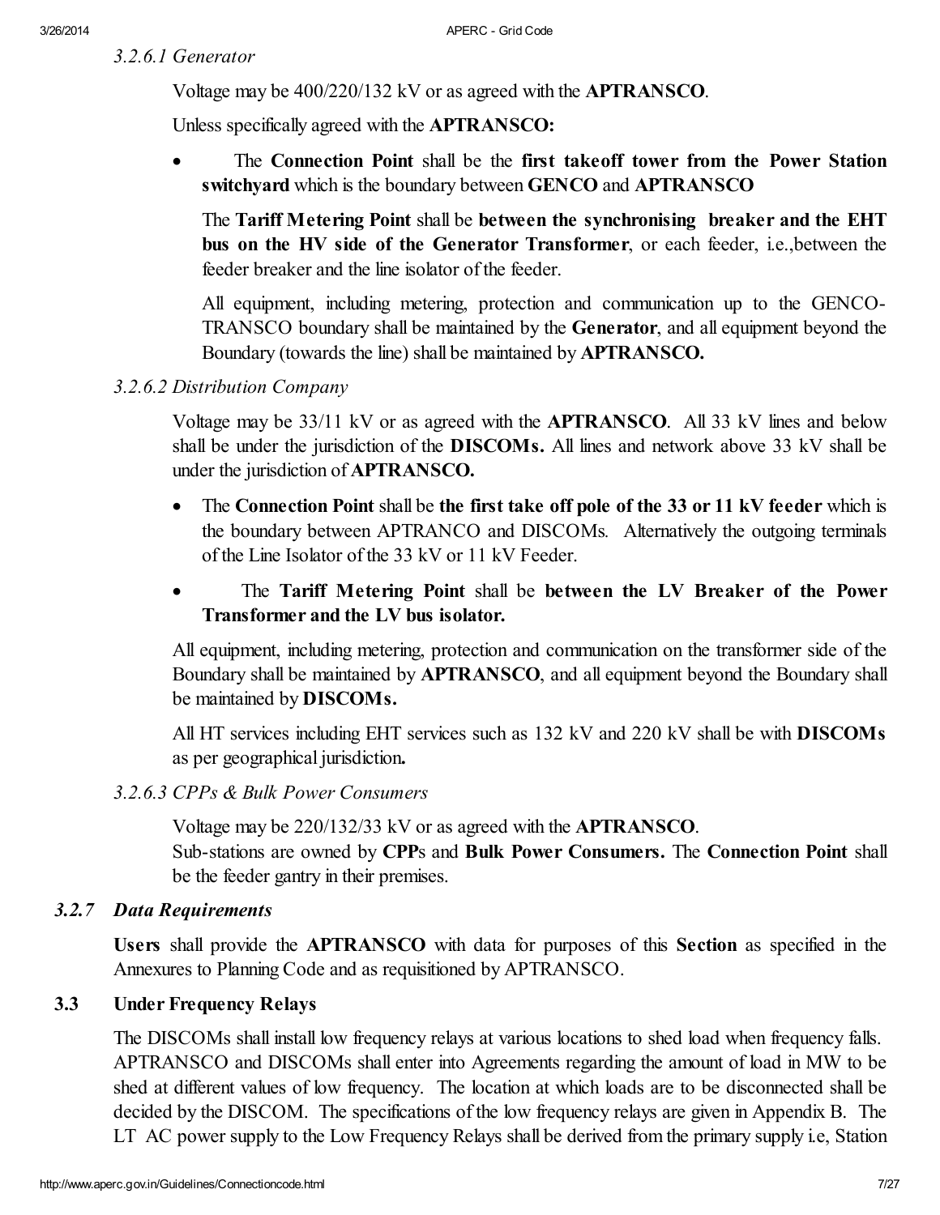#### *3.2.6.1 Generator*

Voltage may be 400/220/132 kV or as agreed with the **APTRANSCO**.

Unless specifically agreed with the **APTRANSCO:**

- The **Connection Point** shall be the **first takeoff tower from the Power Station switchyard** which is the boundary between **GENCO** and **APTRANSCO**

  The **Tariff Metering Point** shall be **between the synchronising breaker and the EHT bus on the HV side of the Generator Transformer**, or each feeder, i.e.,between the feeder breaker and the line isolator of the feeder.

  All equipment, including metering, protection and communication up to the GENCO-TRANSCO boundary shall be maintained by the **Generator**, and all equipment beyond the Boundary (towards the line) shall be maintained by **APTRANSCO.**

#### *3.2.6.2 Distribution Company*

Voltage may be 33/11 kV or as agreed with the **APTRANSCO**. All 33 kV lines and below shall be under the jurisdiction of the **DISCOMs.** All lines and network above 33 kV shall be under the jurisdiction of **APTRANSCO.**

- The **Connection Point** shall be **the first take off pole of the 33 or 11 kV feeder** which is the boundary between APTRANCO and DISCOMs. Alternatively the outgoing terminals of the Line Isolator of the 33 kV or 11 kV Feeder.
- The **Tariff Metering Point** shall be **between the LV Breaker of the Power Transformer and the LV bus isolator.**

All equipment, including metering, protection and communication on the transformer side of the Boundary shall be maintained by **APTRANSCO**, and all equipment beyond the Boundary shall be maintained by **DISCOMs.**

All HT services including EHT services such as 132 kV and 220 kV shall be with **DISCOMs** as per geographical jurisdiction**.**

#### *3.2.6.3 CPPs & Bulk Power Consumers*

Voltage may be 220/132/33 kV or as agreed with the **APTRANSCO**.
Sub-stations are owned by **CPP**s and **Bulk Power Consumers.** The **Connection Point** shall be the feeder gantry in their premises.

### *3.2.7 Data Requirements*

**Users** shall provide the **APTRANSCO** with data for purposes of this **Section** as specified in the Annexures to Planning Code and as requisitioned by APTRANSCO.

## 3.3 Under Frequency Relays

The DISCOMs shall install low frequency relays at various locations to shed load when frequency falls. APTRANSCO and DISCOMs shall enter into Agreements regarding the amount of load in MW to be shed at different values of low frequency. The location at which loads are to be disconnected shall be decided by the DISCOM. The specifications of the low frequency relays are given in Appendix B. The LT AC power supply to the Low Frequency Relays shall be derived from the primary supply i.e, Station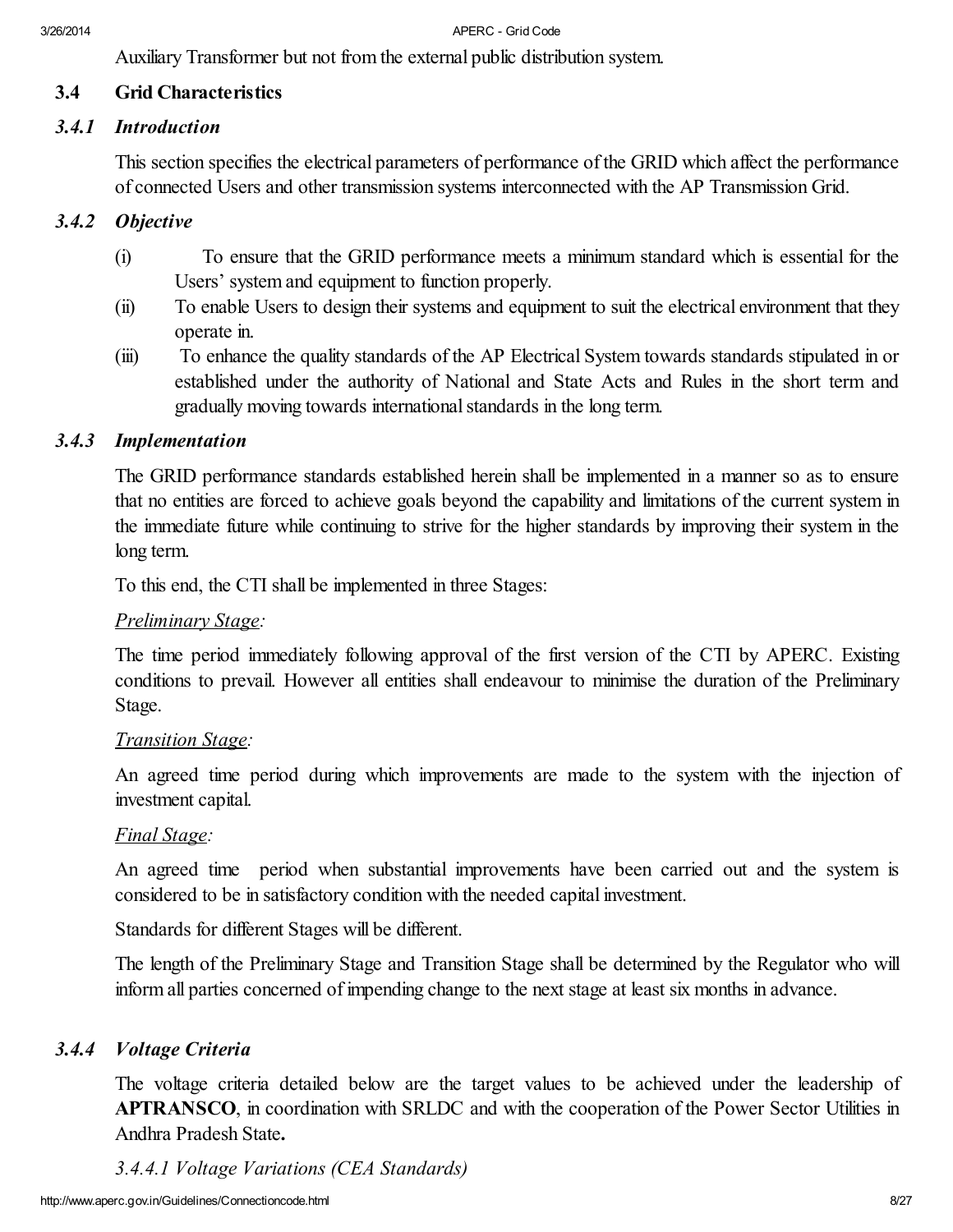Auxiliary Transformer but not from the external public distribution system.

## 3.4 Grid Characteristics

### *3.4.1 Introduction*

This section specifies the electrical parameters of performance of the GRID which affect the performance of connected Users and other transmission systems interconnected with the AP Transmission Grid.

### *3.4.2 Objective*

(i) To ensure that the GRID performance meets a minimum standard which is essential for the Users' system and equipment to function properly.

(ii) To enable Users to design their systems and equipment to suit the electrical environment that they operate in.

(iii) To enhance the quality standards of the AP Electrical System towards standards stipulated in or established under the authority of National and State Acts and Rules in the short term and gradually moving towards international standards in the long term.

### *3.4.3 Implementation*

The GRID performance standards established herein shall be implemented in a manner so as to ensure that no entities are forced to achieve goals beyond the capability and limitations of the current system in the immediate future while continuing to strive for the higher standards by improving their system in the long term.

To this end, the CTI shall be implemented in three Stages:

*Preliminary Stage:*

The time period immediately following approval of the first version of the CTI by APERC. Existing conditions to prevail. However all entities shall endeavour to minimise the duration of the Preliminary Stage.

*Transition Stage:*

An agreed time period during which improvements are made to the system with the injection of investment capital.

*Final Stage:*

An agreed time period when substantial improvements have been carried out and the system is considered to be in satisfactory condition with the needed capital investment.

Standards for different Stages will be different.

The length of the Preliminary Stage and Transition Stage shall be determined by the Regulator who will inform all parties concerned of impending change to the next stage at least six months in advance.

### *3.4.4 Voltage Criteria*

The voltage criteria detailed below are the target values to be achieved under the leadership of **APTRANSCO**, in coordination with SRLDC and with the cooperation of the Power Sector Utilities in Andhra Pradesh State**.**

*3.4.4.1 Voltage Variations (CEA Standards)*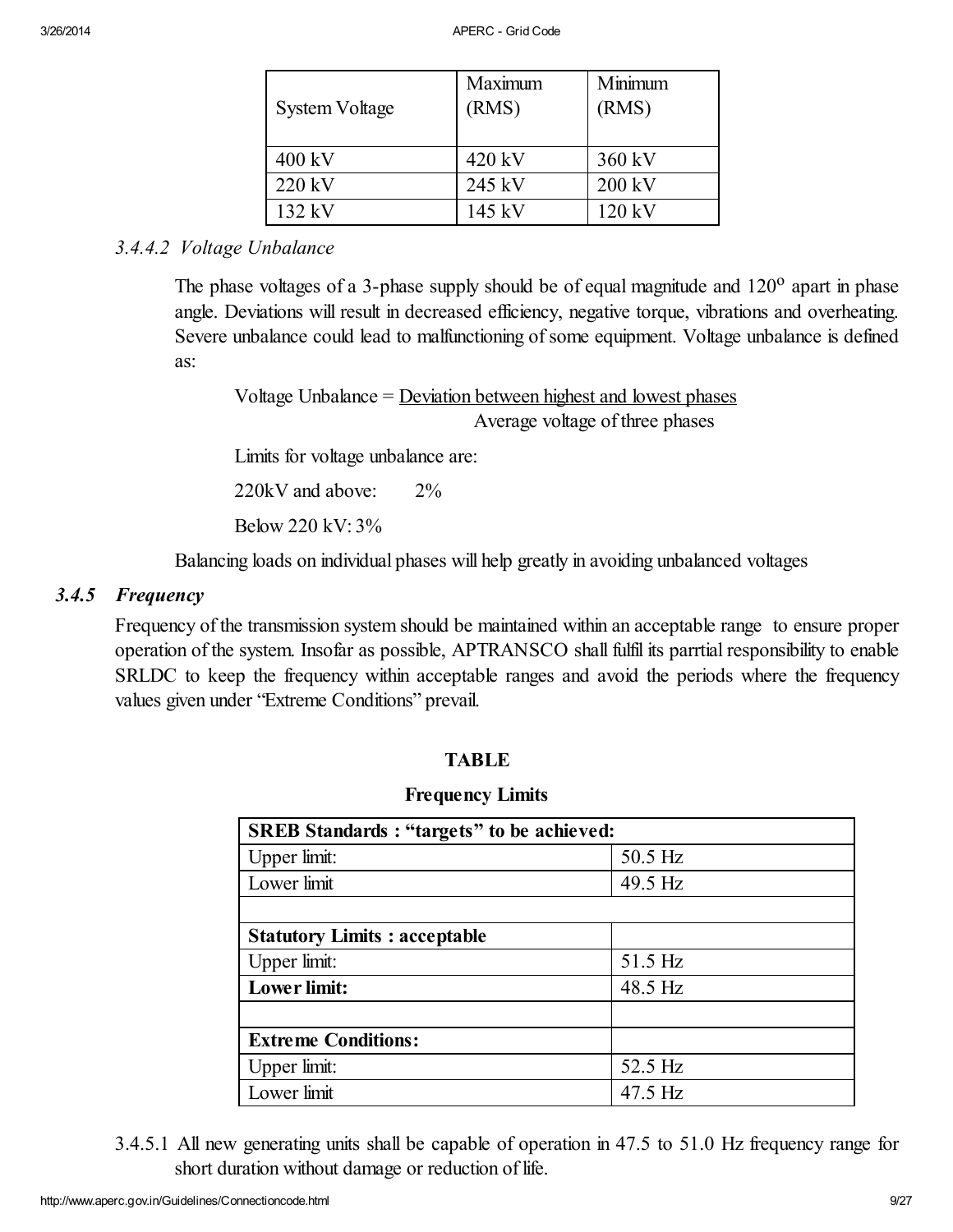| System Voltage | Maximum (RMS) | Minimum (RMS) |
|---|---|---|
| 400 kV | 420 kV | 360 kV |
| 220 kV | 245 kV | 200 kV |
| 132 kV | 145 kV | 120 kV |

*3.4.4.2 Voltage Unbalance*

The phase voltages of a 3-phase supply should be of equal magnitude and $120^{o}$ apart in phase angle. Deviations will result in decreased efficiency, negative torque, vibrations and overheating. Severe unbalance could lead to malfunctioning of some equipment. Voltage unbalance is defined as:

$$\text{Voltage Unbalance} = \frac{\text{Deviation between highest and lowest phases}}{\text{Average voltage of three phases}}$$

Limits for voltage unbalance are:

220kV and above: 2%

Below 220 kV: 3%

Balancing loads on individual phases will help greatly in avoiding unbalanced voltages

### *3.4.5 Frequency*

Frequency of the transmission system should be maintained within an acceptable range to ensure proper operation of the system. Insofar as possible, APTRANSCO shall fulfil its parrtial responsibility to enable SRLDC to keep the frequency within acceptable ranges and avoid the periods where the frequency values given under "Extreme Conditions" prevail.

**TABLE**

**Frequency Limits**

| **SREB Standards : "targets" to be achieved:** | |
|---|---|
| Upper limit: | 50.5 Hz |
| Lower limit | 49.5 Hz |
| | |
| **Statutory Limits : acceptable** | |
| Upper limit: | 51.5 Hz |
| **Lower limit:** | 48.5 Hz |
| | |
| **Extreme Conditions:** | |
| Upper limit: | 52.5 Hz |
| Lower limit | 47.5 Hz |

3.4.5.1 All new generating units shall be capable of operation in 47.5 to 51.0 Hz frequency range for short duration without damage or reduction of life.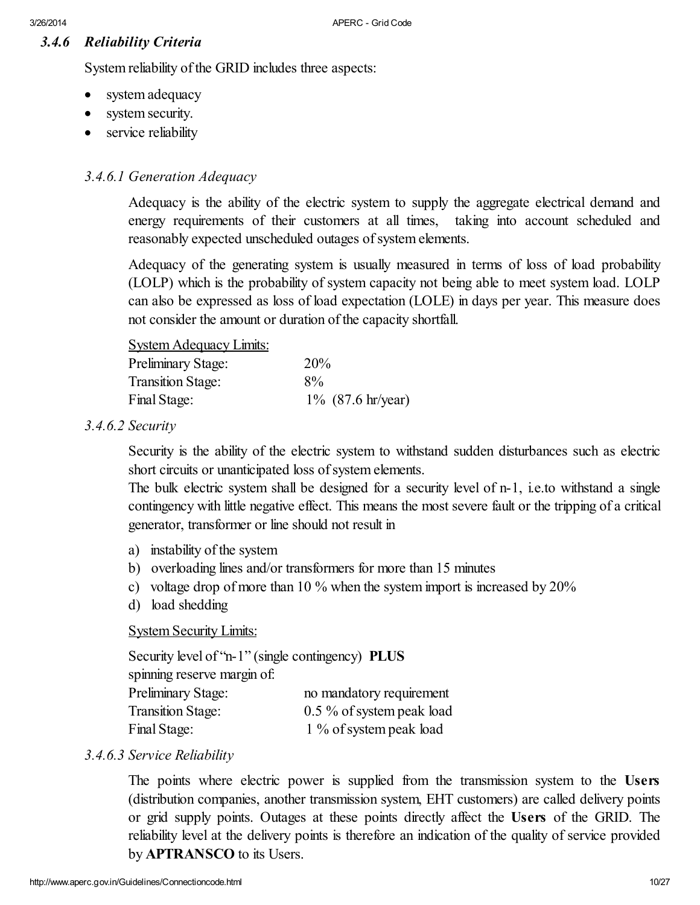### *3.4.6 Reliability Criteria*

System reliability of the GRID includes three aspects:

- system adequacy
- system security.
- service reliability

#### *3.4.6.1 Generation Adequacy*

Adequacy is the ability of the electric system to supply the aggregate electrical demand and energy requirements of their customers at all times, taking into account scheduled and reasonably expected unscheduled outages of system elements.

Adequacy of the generating system is usually measured in terms of loss of load probability (LOLP) which is the probability of system capacity not being able to meet system load. LOLP can also be expressed as loss of load expectation (LOLE) in days per year. This measure does not consider the amount or duration of the capacity shortfall.

<u>System Adequacy Limits:</u>

| | |
|---|---|
| Preliminary Stage: | 20% |
| Transition Stage: | 8% |
| Final Stage: | 1% (87.6 hr/year) |

#### *3.4.6.2 Security*

Security is the ability of the electric system to withstand sudden disturbances such as electric short circuits or unanticipated loss of system elements.
The bulk electric system shall be designed for a security level of n-1, i.e.to withstand a single contingency with little negative effect. This means the most severe fault or the tripping of a critical generator, transformer or line should not result in

a) instability of the system
b) overloading lines and/or transformers for more than 15 minutes
c) voltage drop of more than 10 % when the system import is increased by 20%
d) load shedding

<u>System Security Limits:</u>

Security level of "n-1" (single contingency) **PLUS**
spinning reserve margin of:

| | |
|---|---|
| Preliminary Stage: | no mandatory requirement |
| Transition Stage: | 0.5 % of system peak load |
| Final Stage: | 1 % of system peak load |

#### *3.4.6.3 Service Reliability*

The points where electric power is supplied from the transmission system to the **Users** (distribution companies, another transmission system, EHT customers) are called delivery points or grid supply points. Outages at these points directly affect the **Users** of the GRID. The reliability level at the delivery points is therefore an indication of the quality of service provided by **APTRANSCO** to its Users.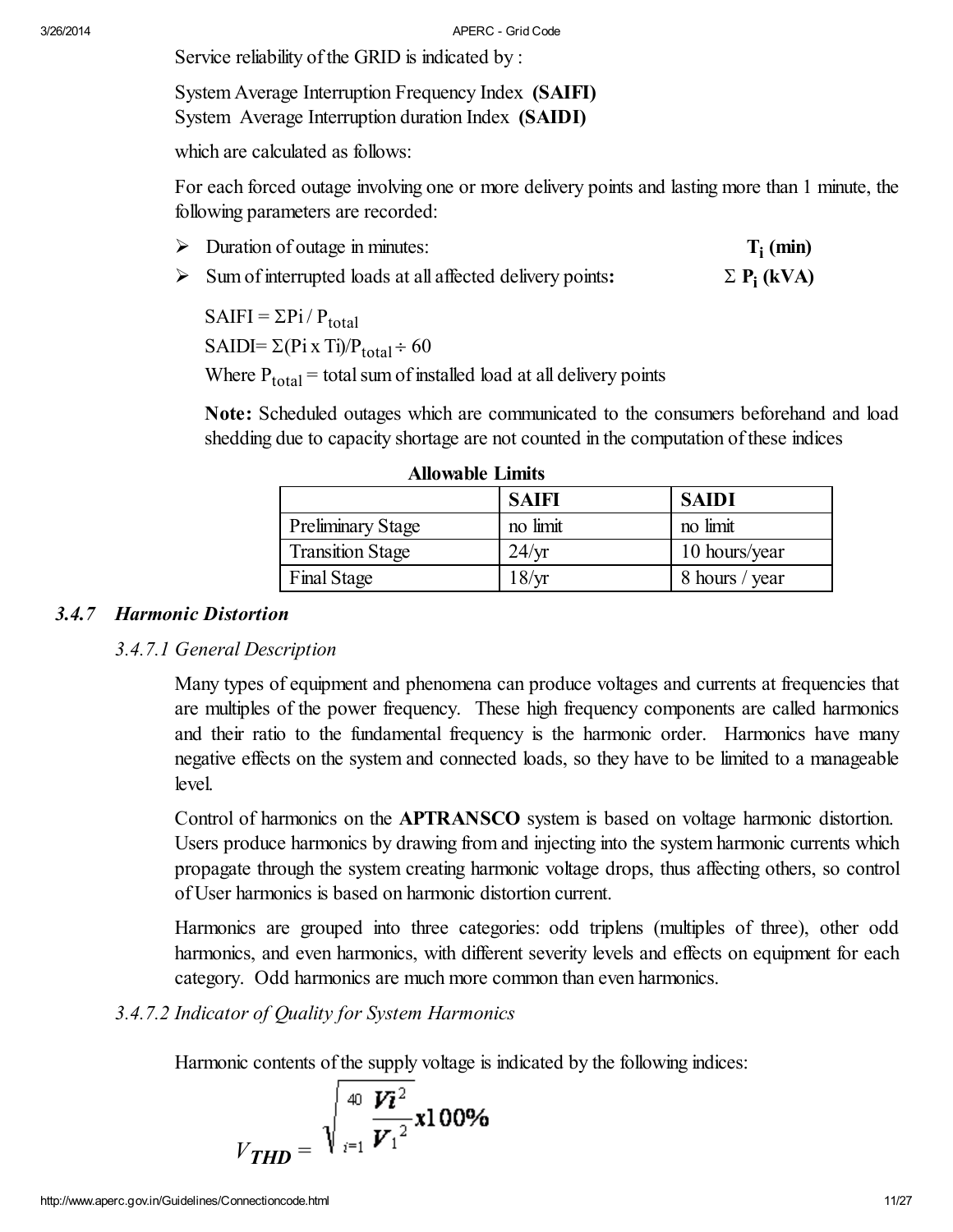Service reliability of the GRID is indicated by :

System Average Interruption Frequency Index **(SAIFI)**
System Average Interruption duration Index **(SAIDI)**

which are calculated as follows:

For each forced outage involving one or more delivery points and lasting more than 1 minute, the following parameters are recorded:

- Duration of outage in minutes: **$T_i$ (min)**
- Sum of interrupted loads at all affected delivery points**:** **$\Sigma P_i$ (kVA)**

$SAIFI = \Sigma Pi / P_{total}$

$SAIDI = \Sigma(Pi \times Ti)/P_{total} \div 60$

Where $P_{total}$ = total sum of installed load at all delivery points

**Note:** Scheduled outages which are communicated to the consumers beforehand and load shedding due to capacity shortage are not counted in the computation of these indices

**Allowable Limits**

| | SAIFI | SAIDI |
|---|---|---|
| Preliminary Stage | no limit | no limit |
| Transition Stage | 24/yr | 10 hours/year |
| Final Stage | 18/yr | 8 hours / year |

### *3.4.7 Harmonic Distortion*

#### *3.4.7.1 General Description*

Many types of equipment and phenomena can produce voltages and currents at frequencies that are multiples of the power frequency. These high frequency components are called harmonics and their ratio to the fundamental frequency is the harmonic order. Harmonics have many negative effects on the system and connected loads, so they have to be limited to a manageable level.

Control of harmonics on the **APTRANSCO** system is based on voltage harmonic distortion. Users produce harmonics by drawing from and injecting into the system harmonic currents which propagate through the system creating harmonic voltage drops, thus affecting others, so control of User harmonics is based on harmonic distortion current.

Harmonics are grouped into three categories: odd triplens (multiples of three), other odd harmonics, and even harmonics, with different severity levels and effects on equipment for each category. Odd harmonics are much more common than even harmonics.

#### *3.4.7.2 Indicator of Quality for System Harmonics*

Harmonic contents of the supply voltage is indicated by the following indices:

$$V_{THD} = \sqrt{\sum_{i=1}^{40} \frac{Vi^2}{V_1^2}} x100\%$$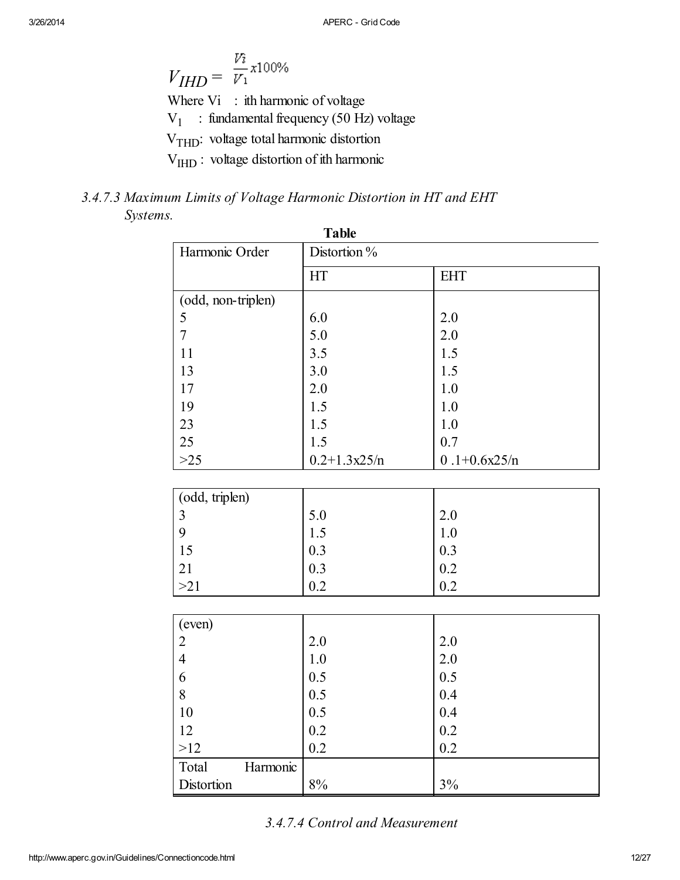$$V_{IHD} = \frac{V_i}{V_1} x100\%$$

Where Vi : ith harmonic of voltage

$V_1$ : fundamental frequency (50 Hz) voltage

$V_{THD}$: voltage total harmonic distortion

$V_{IHD}$ : voltage distortion of ith harmonic

### *3.4.7.3 Maximum Limits of Voltage Harmonic Distortion in HT and EHT Systems.*

**Table**

| Harmonic Order | Distortion % | |
|---|---|---|
| | HT | EHT |
| (odd, non-triplen) | | |
| 5 | 6.0 | 2.0 |
| 7 | 5.0 | 2.0 |
| 11 | 3.5 | 1.5 |
| 13 | 3.0 | 1.5 |
| 17 | 2.0 | 1.0 |
| 19 | 1.5 | 1.0 |
| 23 | 1.5 | 1.0 |
| 25 | 1.5 | 0.7 |
| >25 | 0.2+1.3x25/n | 0 .1+0.6x25/n |
| (odd, triplen) | | |
| 3 | 5.0 | 2.0 |
| 9 | 1.5 | 1.0 |
| 15 | 0.3 | 0.3 |
| 21 | 0.3 | 0.2 |
| >21 | 0.2 | 0.2 |
| (even) | | |
| 2 | 2.0 | 2.0 |
| 4 | 1.0 | 2.0 |
| 6 | 0.5 | 0.5 |
| 8 | 0.5 | 0.4 |
| 10 | 0.5 | 0.4 |
| 12 | 0.2 | 0.2 |
| >12 | 0.2 | 0.2 |
| Total Harmonic Distortion | 8% | 3% |

### *3.4.7.4 Control and Measurement*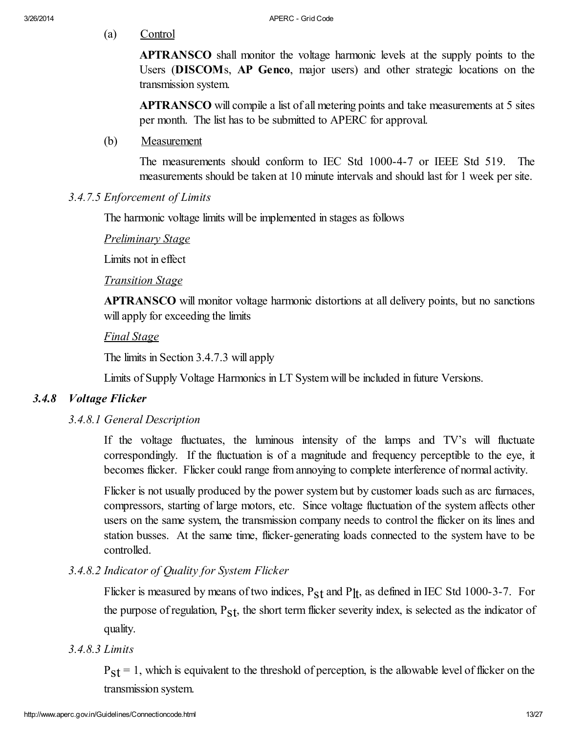(a) Control

**APTRANSCO** shall monitor the voltage harmonic levels at the supply points to the Users (**DISCOM**s, **AP Genco**, major users) and other strategic locations on the transmission system.

**APTRANSCO** will compile a list of all metering points and take measurements at 5 sites per month. The list has to be submitted to APERC for approval.

(b) Measurement

The measurements should conform to IEC Std 1000-4-7 or IEEE Std 519. The measurements should be taken at 10 minute intervals and should last for 1 week per site.

*3.4.7.5 Enforcement of Limits*

The harmonic voltage limits will be implemented in stages as follows

***Preliminary Stage***

Limits not in effect

***Transition Stage***

**APTRANSCO** will monitor voltage harmonic distortions at all delivery points, but no sanctions will apply for exceeding the limits

***Final Stage***

The limits in Section 3.4.7.3 will apply

Limits of Supply Voltage Harmonics in LT System will be included in future Versions.

### *3.4.8 Voltage Flicker*

*3.4.8.1 General Description*

If the voltage fluctuates, the luminous intensity of the lamps and TV's will fluctuate correspondingly. If the fluctuation is of a magnitude and frequency perceptible to the eye, it becomes flicker. Flicker could range from annoying to complete interference of normal activity.

Flicker is not usually produced by the power system but by customer loads such as arc furnaces, compressors, starting of large motors, etc. Since voltage fluctuation of the system affects other users on the same system, the transmission company needs to control the flicker on its lines and station busses. At the same time, flicker-generating loads connected to the system have to be controlled.

*3.4.8.2 Indicator of Quality for System Flicker*

Flicker is measured by means of two indices, $P_{st}$ and $P_{lt}$, as defined in IEC Std 1000-3-7. For the purpose of regulation, $P_{st}$, the short term flicker severity index, is selected as the indicator of quality.

*3.4.8.3 Limits*

$P_{st} = 1$, which is equivalent to the threshold of perception, is the allowable level of flicker on the transmission system.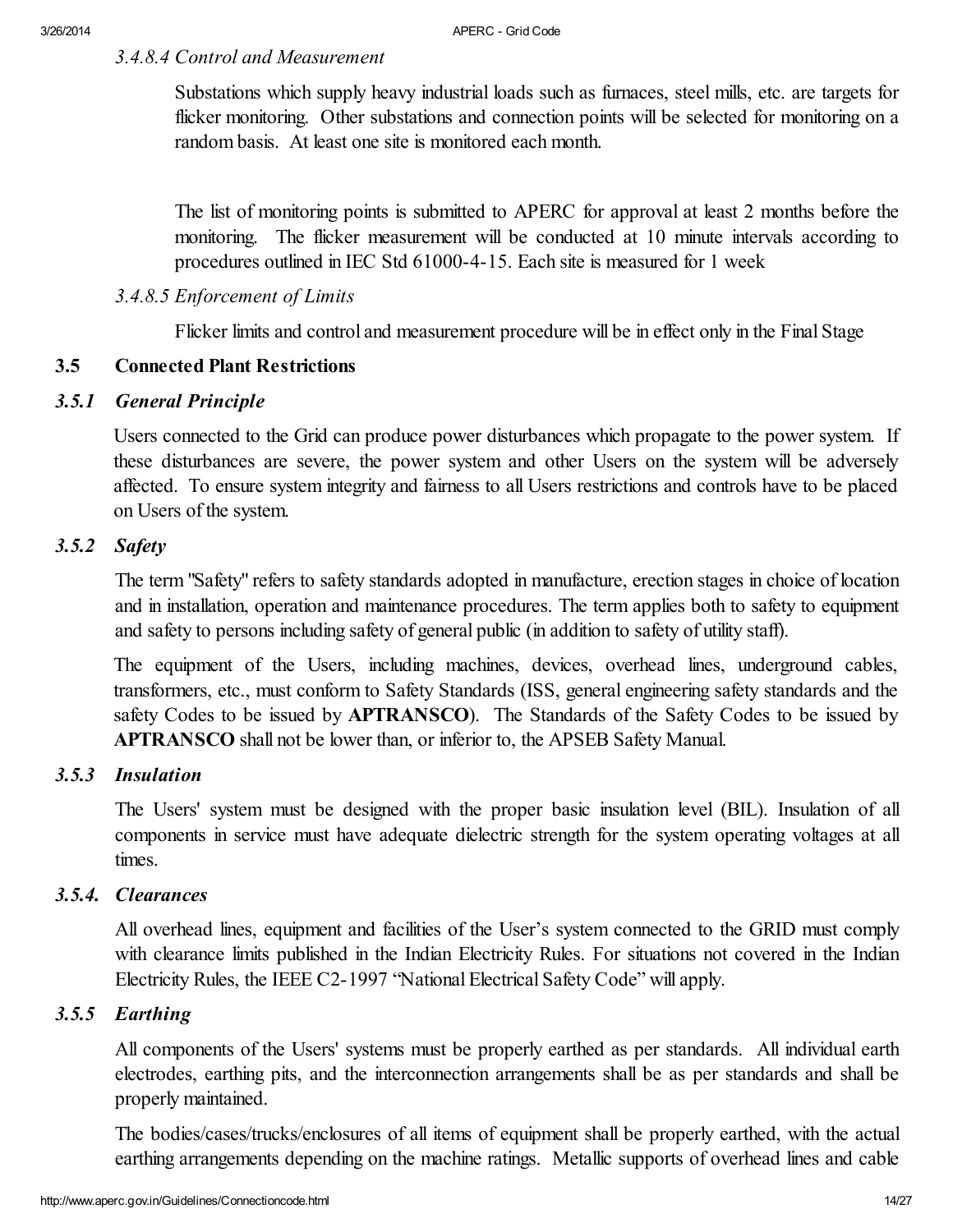#### *3.4.8.4 Control and Measurement*

Substations which supply heavy industrial loads such as furnaces, steel mills, etc. are targets for flicker monitoring. Other substations and connection points will be selected for monitoring on a random basis. At least one site is monitored each month.

The list of monitoring points is submitted to APERC for approval at least 2 months before the monitoring. The flicker measurement will be conducted at 10 minute intervals according to procedures outlined in IEC Std 61000-4-15. Each site is measured for 1 week

#### *3.4.8.5 Enforcement of Limits*

Flicker limits and control and measurement procedure will be in effect only in the Final Stage

## 3.5 Connected Plant Restrictions

### *3.5.1 General Principle*

Users connected to the Grid can produce power disturbances which propagate to the power system. If these disturbances are severe, the power system and other Users on the system will be adversely affected. To ensure system integrity and fairness to all Users restrictions and controls have to be placed on Users of the system.

### *3.5.2 Safety*

The term "Safety" refers to safety standards adopted in manufacture, erection stages in choice of location and in installation, operation and maintenance procedures. The term applies both to safety to equipment and safety to persons including safety of general public (in addition to safety of utility staff).

The equipment of the Users, including machines, devices, overhead lines, underground cables, transformers, etc., must conform to Safety Standards (ISS, general engineering safety standards and the safety Codes to be issued by **APTRANSCO**). The Standards of the Safety Codes to be issued by **APTRANSCO** shall not be lower than, or inferior to, the APSEB Safety Manual.

### *3.5.3 Insulation*

The Users' system must be designed with the proper basic insulation level (BIL). Insulation of all components in service must have adequate dielectric strength for the system operating voltages at all times.

### *3.5.4. Clearances*

All overhead lines, equipment and facilities of the User's system connected to the GRID must comply with clearance limits published in the Indian Electricity Rules. For situations not covered in the Indian Electricity Rules, the IEEE C2-1997 "National Electrical Safety Code" will apply.

### *3.5.5 Earthing*

All components of the Users' systems must be properly earthed as per standards. All individual earth electrodes, earthing pits, and the interconnection arrangements shall be as per standards and shall be properly maintained.

The bodies/cases/trucks/enclosures of all items of equipment shall be properly earthed, with the actual earthing arrangements depending on the machine ratings. Metallic supports of overhead lines and cable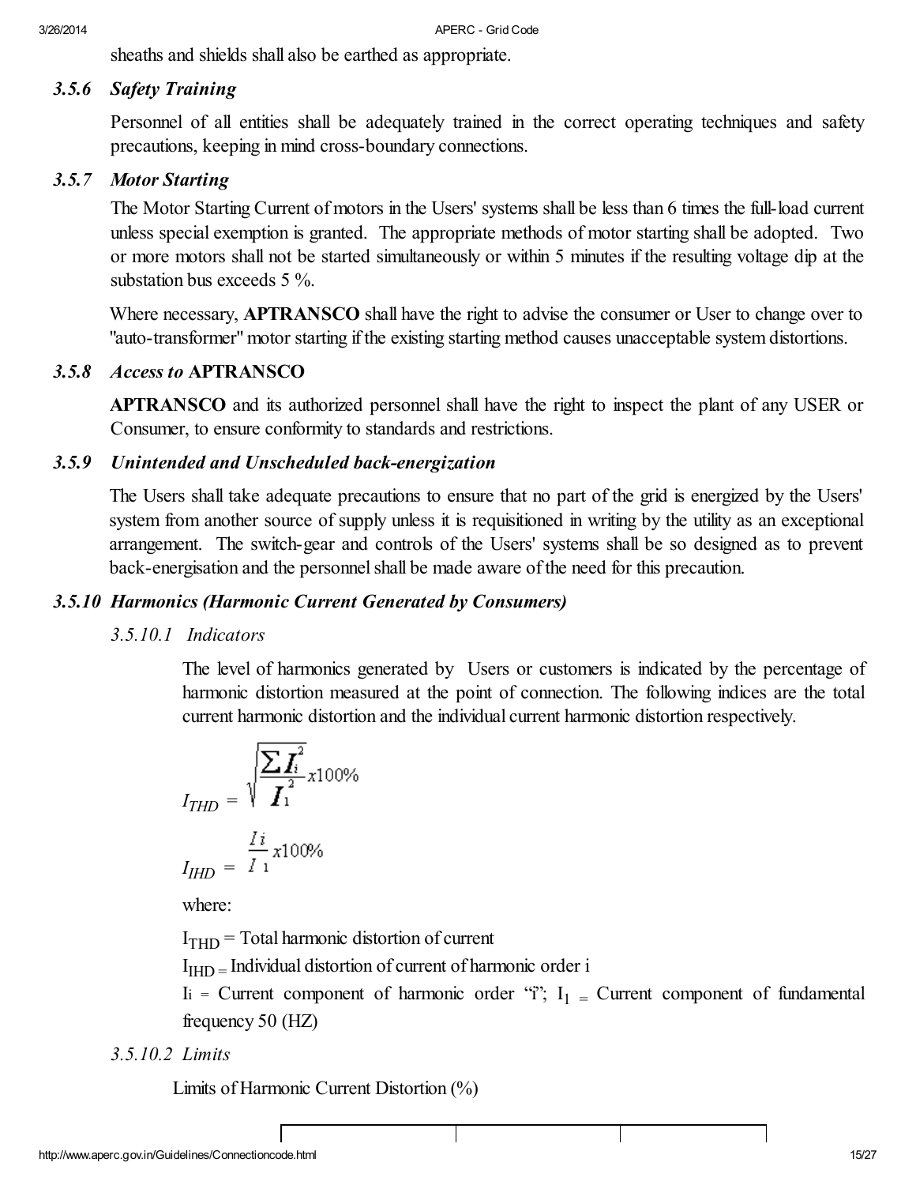sheaths and shields shall also be earthed as appropriate.

### *3.5.6 Safety Training*

Personnel of all entities shall be adequately trained in the correct operating techniques and safety precautions, keeping in mind cross-boundary connections.

### *3.5.7 Motor Starting*

The Motor Starting Current of motors in the Users' systems shall be less than 6 times the full-load current unless special exemption is granted. The appropriate methods of motor starting shall be adopted. Two or more motors shall not be started simultaneously or within 5 minutes if the resulting voltage dip at the substation bus exceeds 5 %.

Where necessary, **APTRANSCO** shall have the right to advise the consumer or User to change over to "auto-transformer" motor starting if the existing starting method causes unacceptable system distortions.

### *3.5.8 Access to* **APTRANSCO**

**APTRANSCO** and its authorized personnel shall have the right to inspect the plant of any USER or Consumer, to ensure conformity to standards and restrictions.

### *3.5.9 Unintended and Unscheduled back-energization*

The Users shall take adequate precautions to ensure that no part of the grid is energized by the Users' system from another source of supply unless it is requisitioned in writing by the utility as an exceptional arrangement. The switch-gear and controls of the Users' systems shall be so designed as to prevent back-energisation and the personnel shall be made aware of the need for this precaution.

### *3.5.10 Harmonics (Harmonic Current Generated by Consumers)*

#### *3.5.10.1 Indicators*

The level of harmonics generated by Users or customers is indicated by the percentage of harmonic distortion measured at the point of connection. The following indices are the total current harmonic distortion and the individual current harmonic distortion respectively.

$$I_{THD} = \sqrt{\frac{\sum I_i^2}{I_1^2}} x100\%$$

$$I_{IHD} = \frac{I_i}{I_1} x100\%$$

where:

$I_{THD}$ = Total harmonic distortion of current

$I_{IHD}$ = Individual distortion of current of harmonic order i

$I_i$ = Current component of harmonic order "i"; $I_1$ = Current component of fundamental frequency 50 (HZ)

#### *3.5.10.2 Limits*

Limits of Harmonic Current Distortion (%)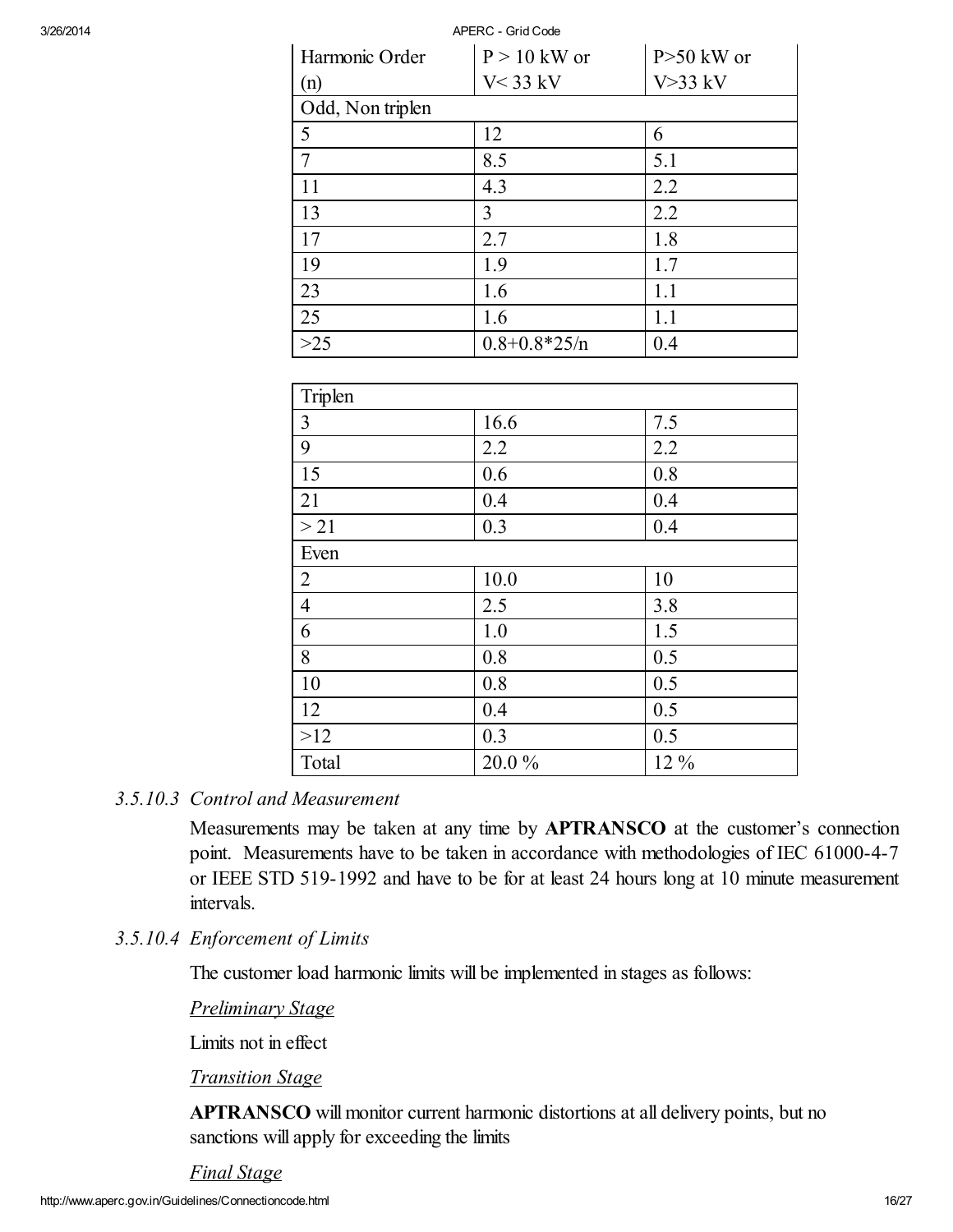| Harmonic Order (n) | P > 10 kW or V< 33 kV | P>50 kW or V>33 kV |
|---|---|---|
| Odd, Non triplen | | |
| 5 | 12 | 6 |
| 7 | 8.5 | 5.1 |
| 11 | 4.3 | 2.2 |
| 13 | 3 | 2.2 |
| 17 | 2.7 | 1.8 |
| 19 | 1.9 | 1.7 |
| 23 | 1.6 | 1.1 |
| 25 | 1.6 | 1.1 |
| >25 | 0.8+0.8*25/n | 0.4 |
| Triplen | | |
| 3 | 16.6 | 7.5 |
| 9 | 2.2 | 2.2 |
| 15 | 0.6 | 0.8 |
| 21 | 0.4 | 0.4 |
| > 21 | 0.3 | 0.4 |
| Even | | |
| 2 | 10.0 | 10 |
| 4 | 2.5 | 3.8 |
| 6 | 1.0 | 1.5 |
| 8 | 0.8 | 0.5 |
| 10 | 0.8 | 0.5 |
| 12 | 0.4 | 0.5 |
| >12 | 0.3 | 0.5 |
| Total | 20.0 % | 12 % |

*3.5.10.3 Control and Measurement*

Measurements may be taken at any time by **APTRANSCO** at the customer's connection point. Measurements have to be taken in accordance with methodologies of IEC 61000-4-7 or IEEE STD 519-1992 and have to be for at least 24 hours long at 10 minute measurement intervals.

*3.5.10.4 Enforcement of Limits*

The customer load harmonic limits will be implemented in stages as follows:

*Preliminary Stage*

Limits not in effect

*Transition Stage*

**APTRANSCO** will monitor current harmonic distortions at all delivery points, but no sanctions will apply for exceeding the limits

*Final Stage*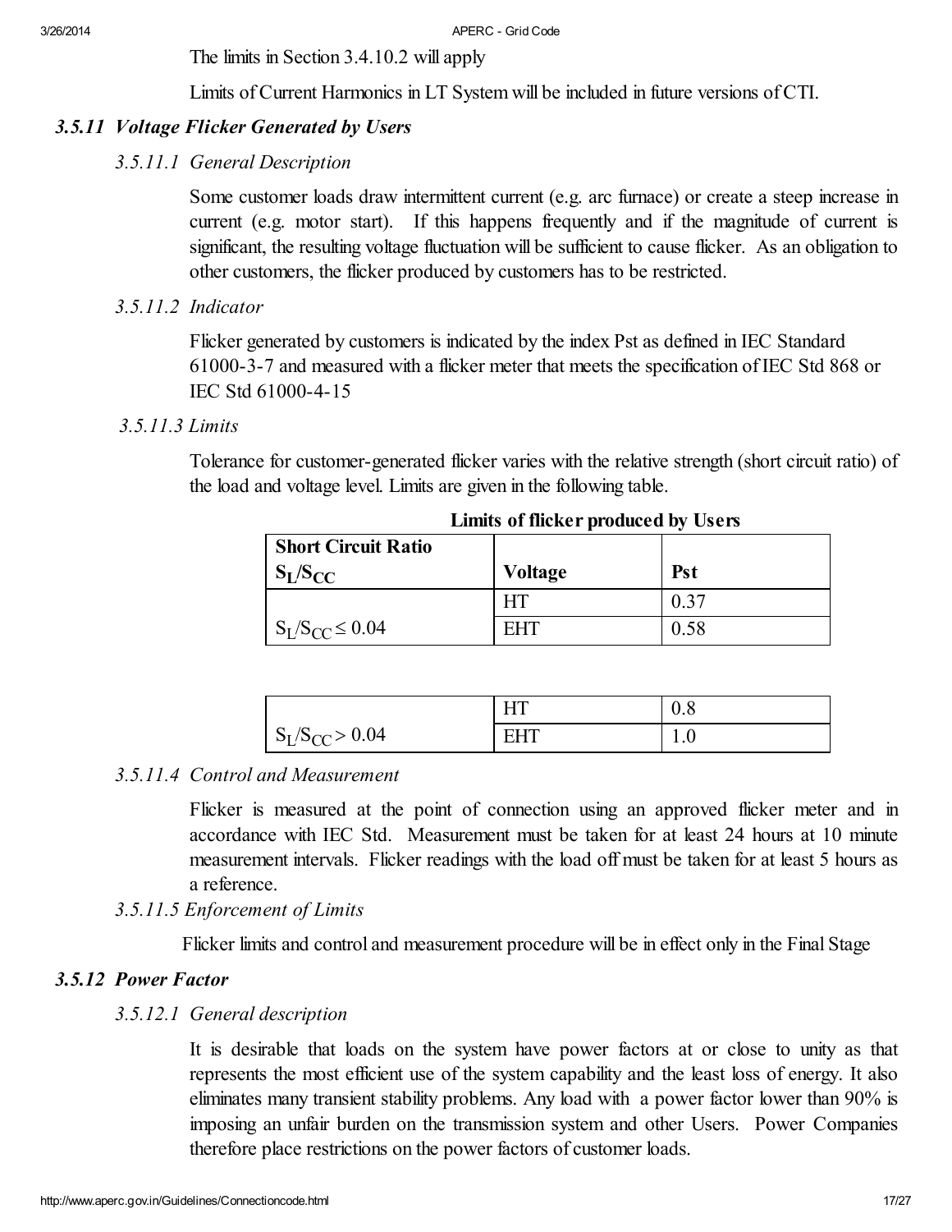The limits in Section 3.4.10.2 will apply

Limits of Current Harmonics in LT System will be included in future versions of CTI.

### *3.5.11 Voltage Flicker Generated by Users*

#### *3.5.11.1 General Description*

Some customer loads draw intermittent current (e.g. arc furnace) or create a steep increase in current (e.g. motor start). If this happens frequently and if the magnitude of current is significant, the resulting voltage fluctuation will be sufficient to cause flicker. As an obligation to other customers, the flicker produced by customers has to be restricted.

#### *3.5.11.2 Indicator*

Flicker generated by customers is indicated by the index Pst as defined in IEC Standard 61000-3-7 and measured with a flicker meter that meets the specification of IEC Std 868 or IEC Std 61000-4-15

#### *3.5.11.3 Limits*

Tolerance for customer-generated flicker varies with the relative strength (short circuit ratio) of the load and voltage level. Limits are given in the following table.

**Limits of flicker produced by Users**

| Short Circuit Ratio $S_L/S_{CC}$ | Voltage | Pst |
|---|---|---|
| $S_L/S_{CC} \leq 0.04$ | HT | 0.37 |
| | EHT | 0.58 |
| $S_L/S_{CC} > 0.04$ | HT | 0.8 |
| | EHT | 1.0 |

#### *3.5.11.4 Control and Measurement*

Flicker is measured at the point of connection using an approved flicker meter and in accordance with IEC Std. Measurement must be taken for at least 24 hours at 10 minute measurement intervals. Flicker readings with the load off must be taken for at least 5 hours as a reference.

#### *3.5.11.5 Enforcement of Limits*

Flicker limits and control and measurement procedure will be in effect only in the Final Stage

### *3.5.12 Power Factor*

#### *3.5.12.1 General description*

It is desirable that loads on the system have power factors at or close to unity as that represents the most efficient use of the system capability and the least loss of energy. It also eliminates many transient stability problems. Any load with a power factor lower than 90% is imposing an unfair burden on the transmission system and other Users. Power Companies therefore place restrictions on the power factors of customer loads.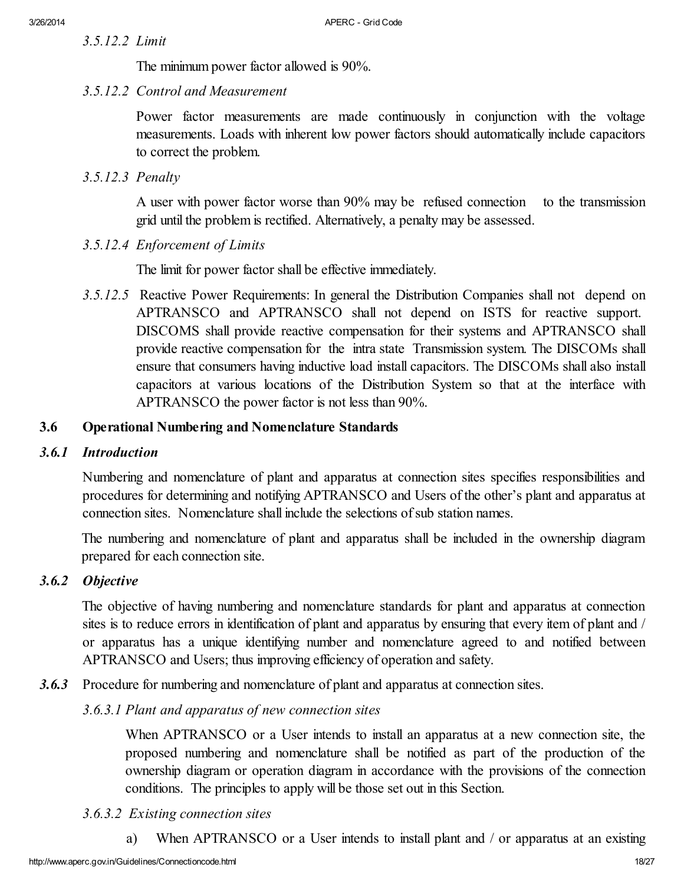*3.5.12.2 Limit*

The minimum power factor allowed is 90%.

*3.5.12.2 Control and Measurement*

Power factor measurements are made continuously in conjunction with the voltage measurements. Loads with inherent low power factors should automatically include capacitors to correct the problem.

*3.5.12.3 Penalty*

A user with power factor worse than 90% may be refused connection to the transmission grid until the problem is rectified. Alternatively, a penalty may be assessed.

*3.5.12.4 Enforcement of Limits*

The limit for power factor shall be effective immediately.

*3.5.12.5* Reactive Power Requirements: In general the Distribution Companies shall not depend on APTRANSCO and APTRANSCO shall not depend on ISTS for reactive support. DISCOMS shall provide reactive compensation for their systems and APTRANSCO shall provide reactive compensation for the intra state Transmission system. The DISCOMs shall ensure that consumers having inductive load install capacitors. The DISCOMs shall also install capacitors at various locations of the Distribution System so that at the interface with APTRANSCO the power factor is not less than 90%.

## 3.6 Operational Numbering and Nomenclature Standards

### *3.6.1 Introduction*

Numbering and nomenclature of plant and apparatus at connection sites specifies responsibilities and procedures for determining and notifying APTRANSCO and Users of the other's plant and apparatus at connection sites. Nomenclature shall include the selections of sub station names.

The numbering and nomenclature of plant and apparatus shall be included in the ownership diagram prepared for each connection site.

### *3.6.2 Objective*

The objective of having numbering and nomenclature standards for plant and apparatus at connection sites is to reduce errors in identification of plant and apparatus by ensuring that every item of plant and / or apparatus has a unique identifying number and nomenclature agreed to and notified between APTRANSCO and Users; thus improving efficiency of operation and safety.

***3.6.3*** Procedure for numbering and nomenclature of plant and apparatus at connection sites.

*3.6.3.1 Plant and apparatus of new connection sites*

When APTRANSCO or a User intends to install an apparatus at a new connection site, the proposed numbering and nomenclature shall be notified as part of the production of the ownership diagram or operation diagram in accordance with the provisions of the connection conditions. The principles to apply will be those set out in this Section.

*3.6.3.2 Existing connection sites*

a) When APTRANSCO or a User intends to install plant and / or apparatus at an existing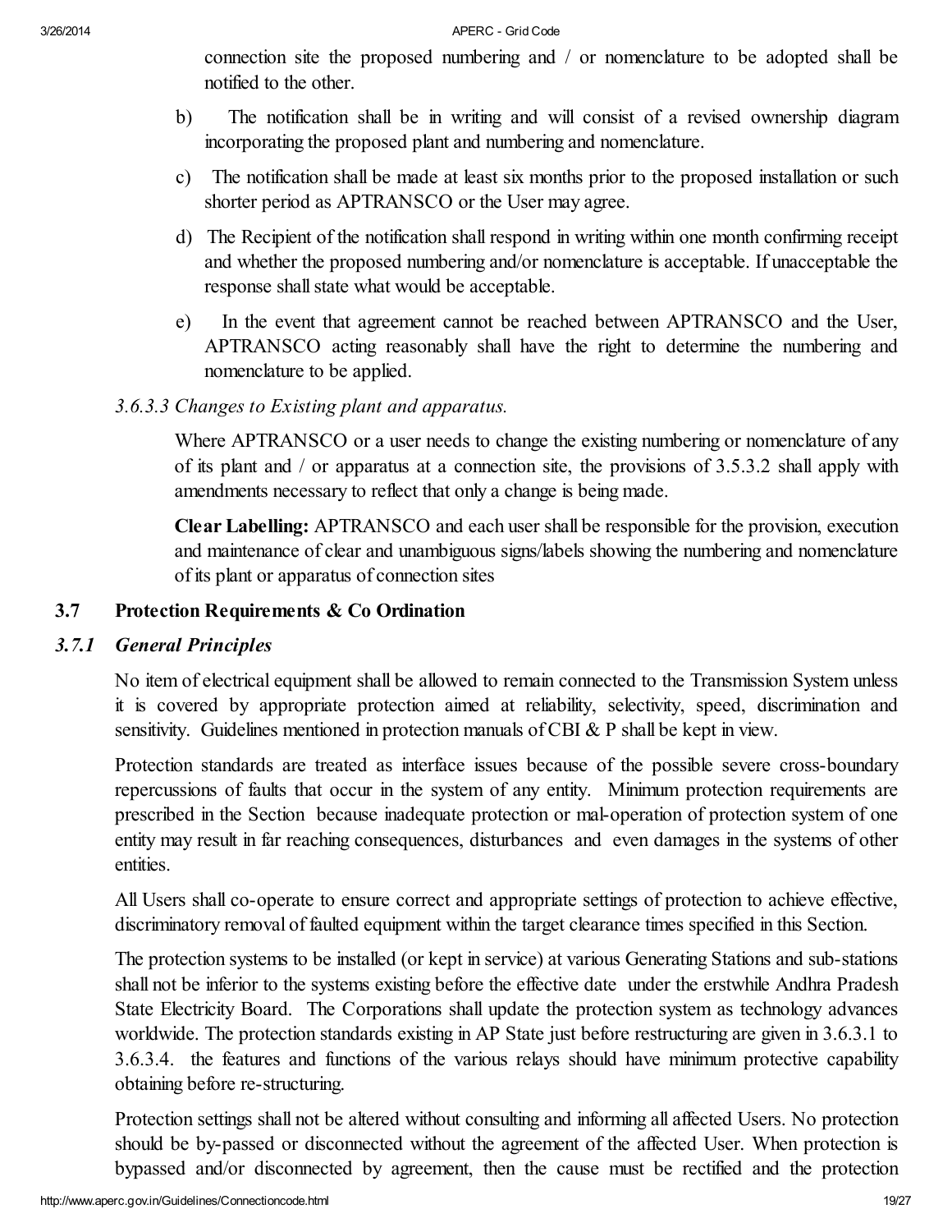connection site the proposed numbering and / or nomenclature to be adopted shall be notified to the other.

b) The notification shall be in writing and will consist of a revised ownership diagram incorporating the proposed plant and numbering and nomenclature.

c) The notification shall be made at least six months prior to the proposed installation or such shorter period as APTRANSCO or the User may agree.

d) The Recipient of the notification shall respond in writing within one month confirming receipt and whether the proposed numbering and/or nomenclature is acceptable. If unacceptable the response shall state what would be acceptable.

e) In the event that agreement cannot be reached between APTRANSCO and the User, APTRANSCO acting reasonably shall have the right to determine the numbering and nomenclature to be applied.

*3.6.3.3 Changes to Existing plant and apparatus.*

Where APTRANSCO or a user needs to change the existing numbering or nomenclature of any of its plant and / or apparatus at a connection site, the provisions of 3.5.3.2 shall apply with amendments necessary to reflect that only a change is being made.

**Clear Labelling:** APTRANSCO and each user shall be responsible for the provision, execution and maintenance of clear and unambiguous signs/labels showing the numbering and nomenclature of its plant or apparatus of connection sites

## 3.7 Protection Requirements & Co Ordination

### *3.7.1 General Principles*

No item of electrical equipment shall be allowed to remain connected to the Transmission System unless it is covered by appropriate protection aimed at reliability, selectivity, speed, discrimination and sensitivity. Guidelines mentioned in protection manuals of CBI & P shall be kept in view.

Protection standards are treated as interface issues because of the possible severe cross-boundary repercussions of faults that occur in the system of any entity. Minimum protection requirements are prescribed in the Section because inadequate protection or mal-operation of protection system of one entity may result in far reaching consequences, disturbances and even damages in the systems of other entities.

All Users shall co-operate to ensure correct and appropriate settings of protection to achieve effective, discriminatory removal of faulted equipment within the target clearance times specified in this Section.

The protection systems to be installed (or kept in service) at various Generating Stations and sub-stations shall not be inferior to the systems existing before the effective date under the erstwhile Andhra Pradesh State Electricity Board. The Corporations shall update the protection system as technology advances worldwide. The protection standards existing in AP State just before restructuring are given in 3.6.3.1 to 3.6.3.4. the features and functions of the various relays should have minimum protective capability obtaining before re-structuring.

Protection settings shall not be altered without consulting and informing all affected Users. No protection should be by-passed or disconnected without the agreement of the affected User. When protection is bypassed and/or disconnected by agreement, then the cause must be rectified and the protection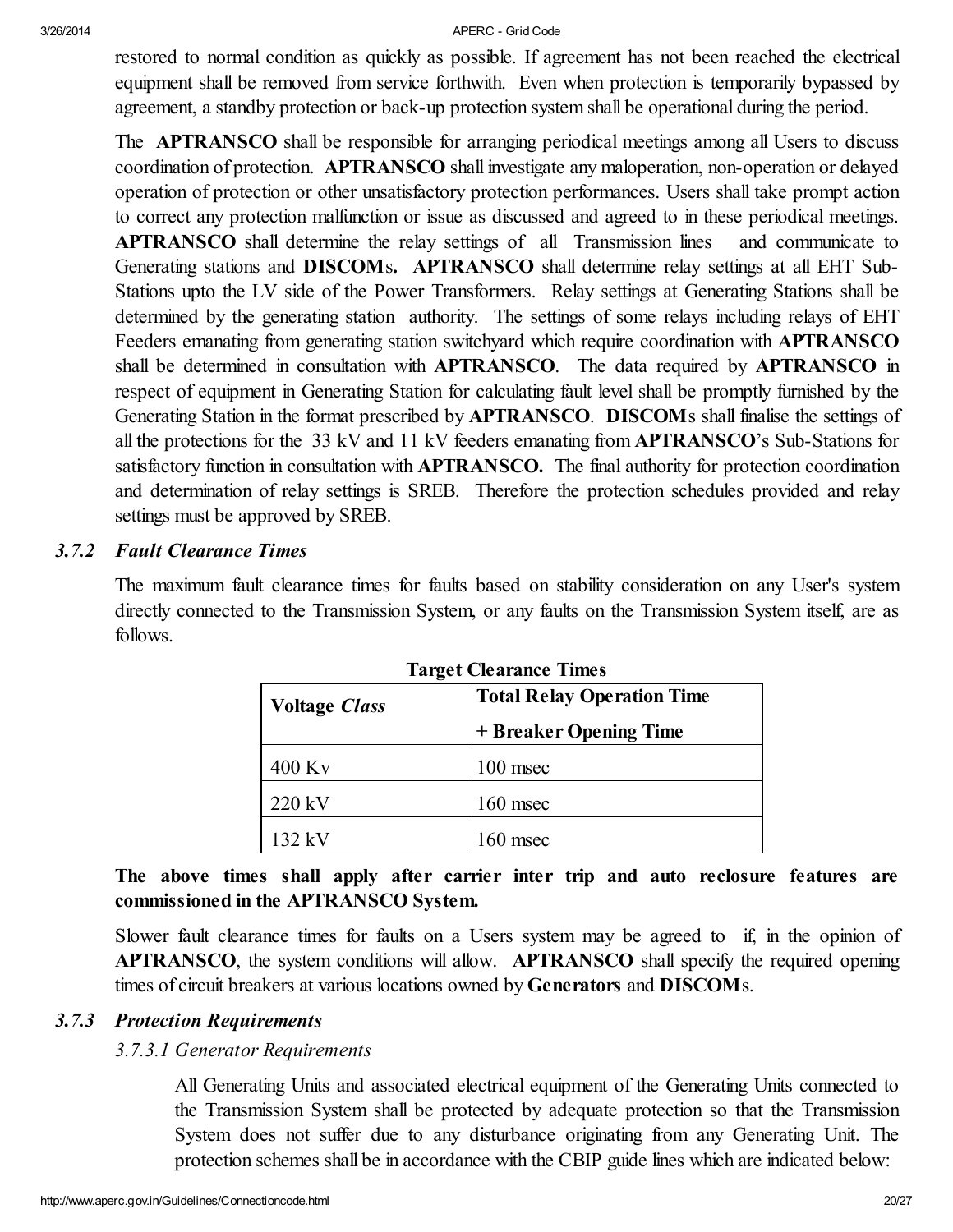restored to normal condition as quickly as possible. If agreement has not been reached the electrical equipment shall be removed from service forthwith. Even when protection is temporarily bypassed by agreement, a standby protection or back-up protection system shall be operational during the period.

The **APTRANSCO** shall be responsible for arranging periodical meetings among all Users to discuss coordination of protection. **APTRANSCO** shall investigate any maloperation, non-operation or delayed operation of protection or other unsatisfactory protection performances. Users shall take prompt action to correct any protection malfunction or issue as discussed and agreed to in these periodical meetings. **APTRANSCO** shall determine the relay settings of all Transmission lines and communicate to Generating stations and **DISCOM**s. **APTRANSCO** shall determine relay settings at all EHT Sub-Stations upto the LV side of the Power Transformers. Relay settings at Generating Stations shall be determined by the generating station authority. The settings of some relays including relays of EHT Feeders emanating from generating station switchyard which require coordination with **APTRANSCO** shall be determined in consultation with **APTRANSCO**. The data required by **APTRANSCO** in respect of equipment in Generating Station for calculating fault level shall be promptly furnished by the Generating Station in the format prescribed by **APTRANSCO**. **DISCOM**s shall finalise the settings of all the protections for the 33 kV and 11 kV feeders emanating from **APTRANSCO**'s Sub-Stations for satisfactory function in consultation with **APTRANSCO.** The final authority for protection coordination and determination of relay settings is SREB. Therefore the protection schedules provided and relay settings must be approved by SREB.

### *3.7.2 Fault Clearance Times*

The maximum fault clearance times for faults based on stability consideration on any User's system directly connected to the Transmission System, or any faults on the Transmission System itself, are as follows.

**Target Clearance Times**

| **Voltage *Class*** | **Total Relay Operation Time + Breaker Opening Time** |
|---|---|
| 400 Kv | 100 msec |
| 220 kV | 160 msec |
| 132 kV | 160 msec |

**The above times shall apply after carrier inter trip and auto reclosure features are commissioned in the APTRANSCO System.**

Slower fault clearance times for faults on a Users system may be agreed to if, in the opinion of **APTRANSCO**, the system conditions will allow. **APTRANSCO** shall specify the required opening times of circuit breakers at various locations owned by **Generators** and **DISCOM**s.

### *3.7.3 Protection Requirements*

#### *3.7.3.1 Generator Requirements*

All Generating Units and associated electrical equipment of the Generating Units connected to the Transmission System shall be protected by adequate protection so that the Transmission System does not suffer due to any disturbance originating from any Generating Unit. The protection schemes shall be in accordance with the CBIP guide lines which are indicated below: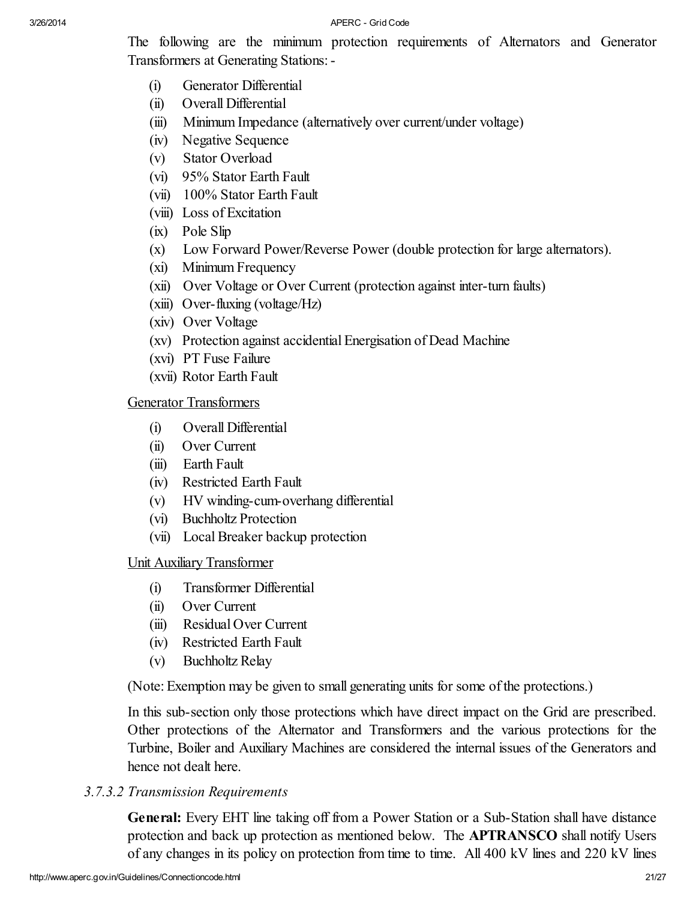The following are the minimum protection requirements of Alternators and Generator Transformers at Generating Stations: -

- (i) Generator Differential
- (ii) Overall Differential
- (iii) Minimum Impedance (alternatively over current/under voltage)
- (iv) Negative Sequence
- (v) Stator Overload
- (vi) 95% Stator Earth Fault
- (vii) 100% Stator Earth Fault
- (viii) Loss of Excitation
- (ix) Pole Slip
- (x) Low Forward Power/Reverse Power (double protection for large alternators).
- (xi) Minimum Frequency
- (xii) Over Voltage or Over Current (protection against inter-turn faults)
- (xiii) Over-fluxing (voltage/Hz)
- (xiv) Over Voltage
- (xv) Protection against accidental Energisation of Dead Machine
- (xvi) PT Fuse Failure
- (xvii) Rotor Earth Fault

<u>Generator Transformers</u>

- (i) Overall Differential
- (ii) Over Current
- (iii) Earth Fault
- (iv) Restricted Earth Fault
- (v) HV winding-cum-overhang differential
- (vi) Buchholtz Protection
- (vii) Local Breaker backup protection

<u>Unit Auxiliary Transformer</u>

- (i) Transformer Differential
- (ii) Over Current
- (iii) Residual Over Current
- (iv) Restricted Earth Fault
- (v) Buchholtz Relay

(Note: Exemption may be given to small generating units for some of the protections.)

In this sub-section only those protections which have direct impact on the Grid are prescribed. Other protections of the Alternator and Transformers and the various protections for the Turbine, Boiler and Auxiliary Machines are considered the internal issues of the Generators and hence not dealt here.

*3.7.3.2 Transmission Requirements*

**General:** Every EHT line taking off from a Power Station or a Sub-Station shall have distance protection and back up protection as mentioned below. The **APTRANSCO** shall notify Users of any changes in its policy on protection from time to time. All 400 kV lines and 220 kV lines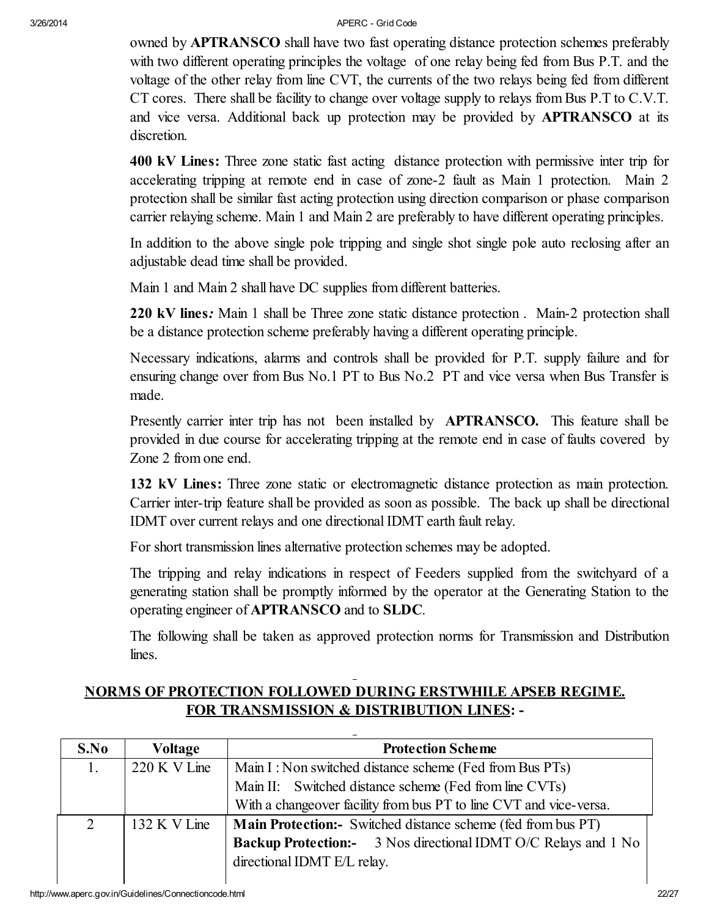owned by **APTRANSCO** shall have two fast operating distance protection schemes preferably with two different operating principles the voltage of one relay being fed from Bus P.T. and the voltage of the other relay from line CVT, the currents of the two relays being fed from different CT cores. There shall be facility to change over voltage supply to relays from Bus P.T to C.V.T. and vice versa. Additional back up protection may be provided by **APTRANSCO** at its discretion.

**400 kV Lines:** Three zone static fast acting distance protection with permissive inter trip for accelerating tripping at remote end in case of zone-2 fault as Main 1 protection. Main 2 protection shall be similar fast acting protection using direction comparison or phase comparison carrier relaying scheme. Main 1 and Main 2 are preferably to have different operating principles.

In addition to the above single pole tripping and single shot single pole auto reclosing after an adjustable dead time shall be provided.

Main 1 and Main 2 shall have DC supplies from different batteries.

**220 kV lines*:*** Main 1 shall be Three zone static distance protection . Main-2 protection shall be a distance protection scheme preferably having a different operating principle.

Necessary indications, alarms and controls shall be provided for P.T. supply failure and for ensuring change over from Bus No.1 PT to Bus No.2 PT and vice versa when Bus Transfer is made.

Presently carrier inter trip has not been installed by **APTRANSCO.** This feature shall be provided in due course for accelerating tripping at the remote end in case of faults covered by Zone 2 from one end.

**132 kV Lines:** Three zone static or electromagnetic distance protection as main protection. Carrier inter-trip feature shall be provided as soon as possible. The back up shall be directional IDMT over current relays and one directional IDMT earth fault relay.

For short transmission lines alternative protection schemes may be adopted.

The tripping and relay indications in respect of Feeders supplied from the switchyard of a generating station shall be promptly informed by the operator at the Generating Station to the operating engineer of **APTRANSCO** and to **SLDC**.

The following shall be taken as approved protection norms for Transmission and Distribution lines.

## NORMS OF PROTECTION FOLLOWED DURING ERSTWHILE APSEB REGIME. FOR TRANSMISSION & DISTRIBUTION LINES: -

| S.No | Voltage | Protection Scheme |
|---|---|---|
| 1. | 220 K V Line | Main I : Non switched distance scheme (Fed from Bus PTs)<br>Main II: Switched distance scheme (Fed from line CVTs)<br>With a changeover facility from bus PT to line CVT and vice-versa. |
| 2 | 132 K V Line | **Main Protection:-** Switched distance scheme (fed from bus PT)<br>**Backup Protection:-** 3 Nos directional IDMT O/C Relays and 1 No directional IDMT E/L relay. |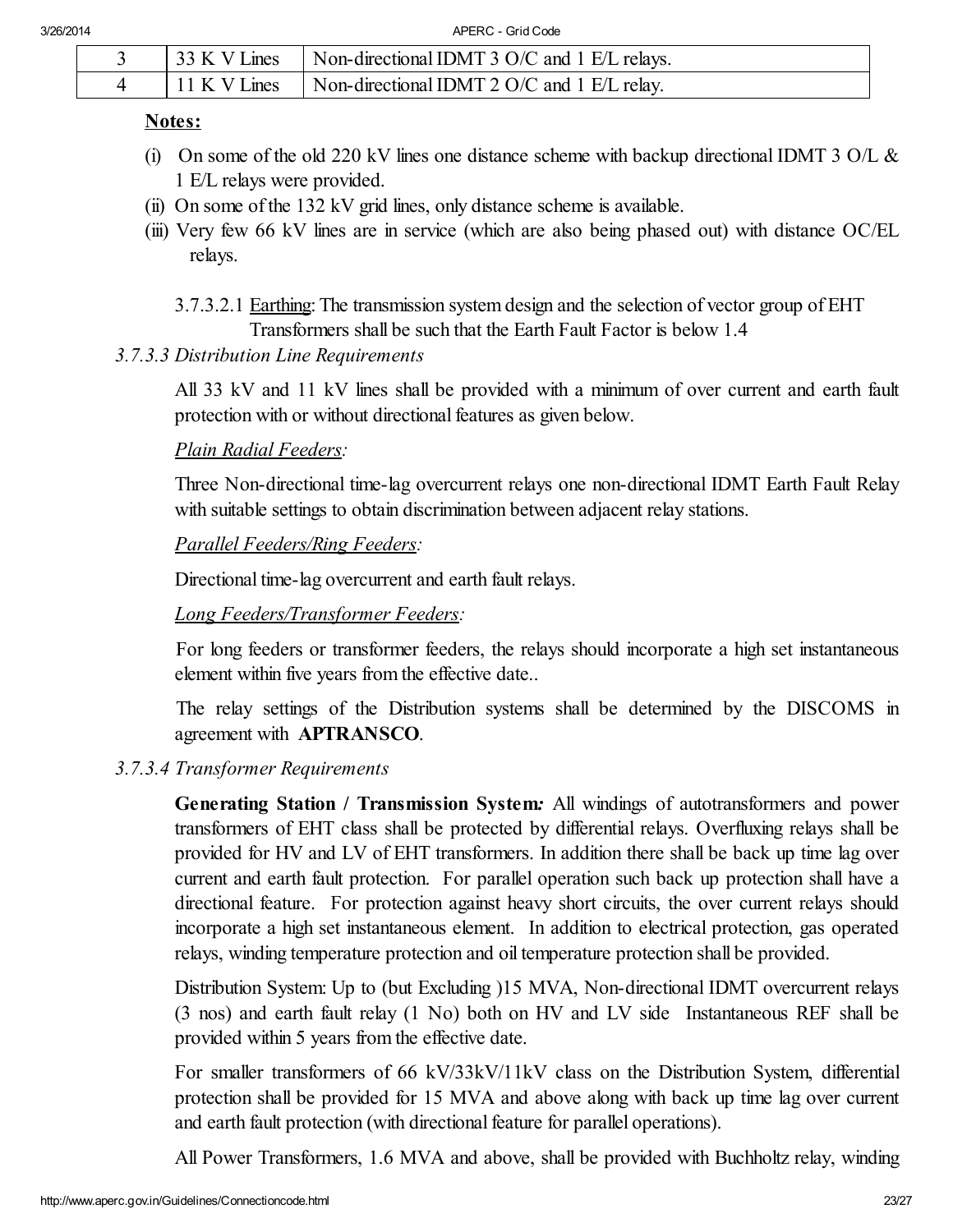| 3 | 33 K V Lines | Non-directional IDMT 3 O/C and 1 E/L relays. |
|---|---|---|
| 4 | 11 K V Lines | Non-directional IDMT 2 O/C and 1 E/L relay. |

**Notes:**

(i) On some of the old 220 kV lines one distance scheme with backup directional IDMT 3 O/L & 1 E/L relays were provided.

(ii) On some of the 132 kV grid lines, only distance scheme is available.

(iii) Very few 66 kV lines are in service (which are also being phased out) with distance OC/EL relays.

3.7.3.2.1 Earthing: The transmission system design and the selection of vector group of EHT Transformers shall be such that the Earth Fault Factor is below 1.4

*3.7.3.3 Distribution Line Requirements*

All 33 kV and 11 kV lines shall be provided with a minimum of over current and earth fault protection with or without directional features as given below.

*Plain Radial Feeders:*

Three Non-directional time-lag overcurrent relays one non-directional IDMT Earth Fault Relay with suitable settings to obtain discrimination between adjacent relay stations.

*Parallel Feeders/Ring Feeders:*

Directional time-lag overcurrent and earth fault relays.

*Long Feeders/Transformer Feeders:*

For long feeders or transformer feeders, the relays should incorporate a high set instantaneous element within five years from the effective date..

The relay settings of the Distribution systems shall be determined by the DISCOMS in agreement with **APTRANSCO**.

*3.7.3.4 Transformer Requirements*

**Generating Station / Transmission System***:* All windings of autotransformers and power transformers of EHT class shall be protected by differential relays. Overfluxing relays shall be provided for HV and LV of EHT transformers. In addition there shall be back up time lag over current and earth fault protection. For parallel operation such back up protection shall have a directional feature. For protection against heavy short circuits, the over current relays should incorporate a high set instantaneous element. In addition to electrical protection, gas operated relays, winding temperature protection and oil temperature protection shall be provided.

Distribution System: Up to (but Excluding )15 MVA, Non-directional IDMT overcurrent relays (3 nos) and earth fault relay (1 No) both on HV and LV side Instantaneous REF shall be provided within 5 years from the effective date.

For smaller transformers of 66 kV/33kV/11kV class on the Distribution System, differential protection shall be provided for 15 MVA and above along with back up time lag over current and earth fault protection (with directional feature for parallel operations).

All Power Transformers, 1.6 MVA and above, shall be provided with Buchholtz relay, winding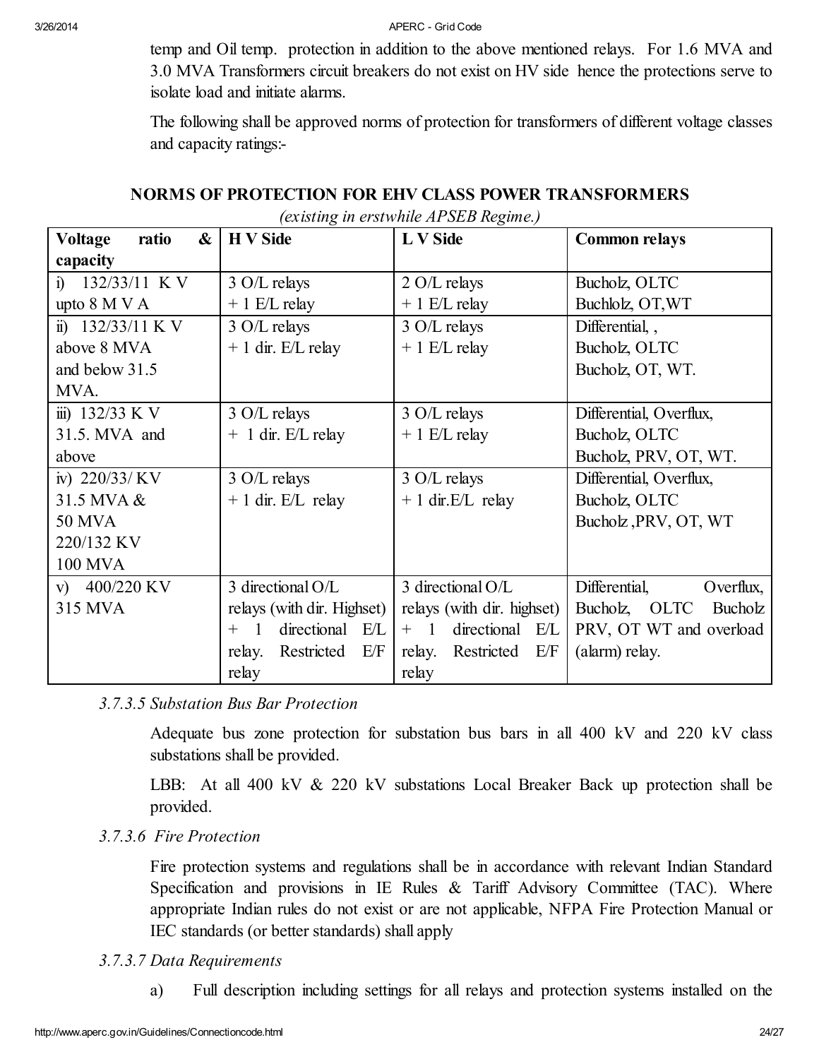temp and Oil temp. protection in addition to the above mentioned relays. For 1.6 MVA and 3.0 MVA Transformers circuit breakers do not exist on HV side hence the protections serve to isolate load and initiate alarms.

The following shall be approved norms of protection for transformers of different voltage classes and capacity ratings:-

**NORMS OF PROTECTION FOR EHV CLASS POWER TRANSFORMERS**

*(existing in erstwhile APSEB Regime.)*

| Voltage ratio & capacity | H V Side | L V Side | Common relays |
|---|---|---|---|
| i) 132/33/11 K V upto 8 M V A | 3 O/L relays + 1 E/L relay | 2 O/L relays + 1 E/L relay | Bucholz, OLTC Buchlolz, OT,WT |
| ii) 132/33/11 K V above 8 MVA and below 31.5 MVA. | 3 O/L relays + 1 dir. E/L relay | 3 O/L relays + 1 E/L relay | Differential, , Bucholz, OLTC Bucholz, OT, WT. |
| iii) 132/33 K V 31.5. MVA and above | 3 O/L relays + 1 dir. E/L relay | 3 O/L relays + 1 E/L relay | Differential, Overflux, Bucholz, OLTC Bucholz, PRV, OT, WT. |
| iv) 220/33/ KV 31.5 MVA & 50 MVA 220/132 KV 100 MVA | 3 O/L relays + 1 dir. E/L relay | 3 O/L relays + 1 dir.E/L relay | Differential, Overflux, Bucholz, OLTC Bucholz ,PRV, OT, WT |
| v) 400/220 KV 315 MVA | 3 directional O/L relays (with dir. Highset) + 1 directional E/L relay. Restricted E/F relay | 3 directional O/L relays (with dir. highset) + 1 directional E/L relay. Restricted E/F relay | Differential, Overflux, Bucholz, OLTC Bucholz PRV, OT WT and overload (alarm) relay. |

*3.7.3.5 Substation Bus Bar Protection*

Adequate bus zone protection for substation bus bars in all 400 kV and 220 kV class substations shall be provided.

LBB: At all 400 kV & 220 kV substations Local Breaker Back up protection shall be provided.

*3.7.3.6 Fire Protection*

Fire protection systems and regulations shall be in accordance with relevant Indian Standard Specification and provisions in IE Rules & Tariff Advisory Committee (TAC). Where appropriate Indian rules do not exist or are not applicable, NFPA Fire Protection Manual or IEC standards (or better standards) shall apply

*3.7.3.7 Data Requirements*

a) Full description including settings for all relays and protection systems installed on the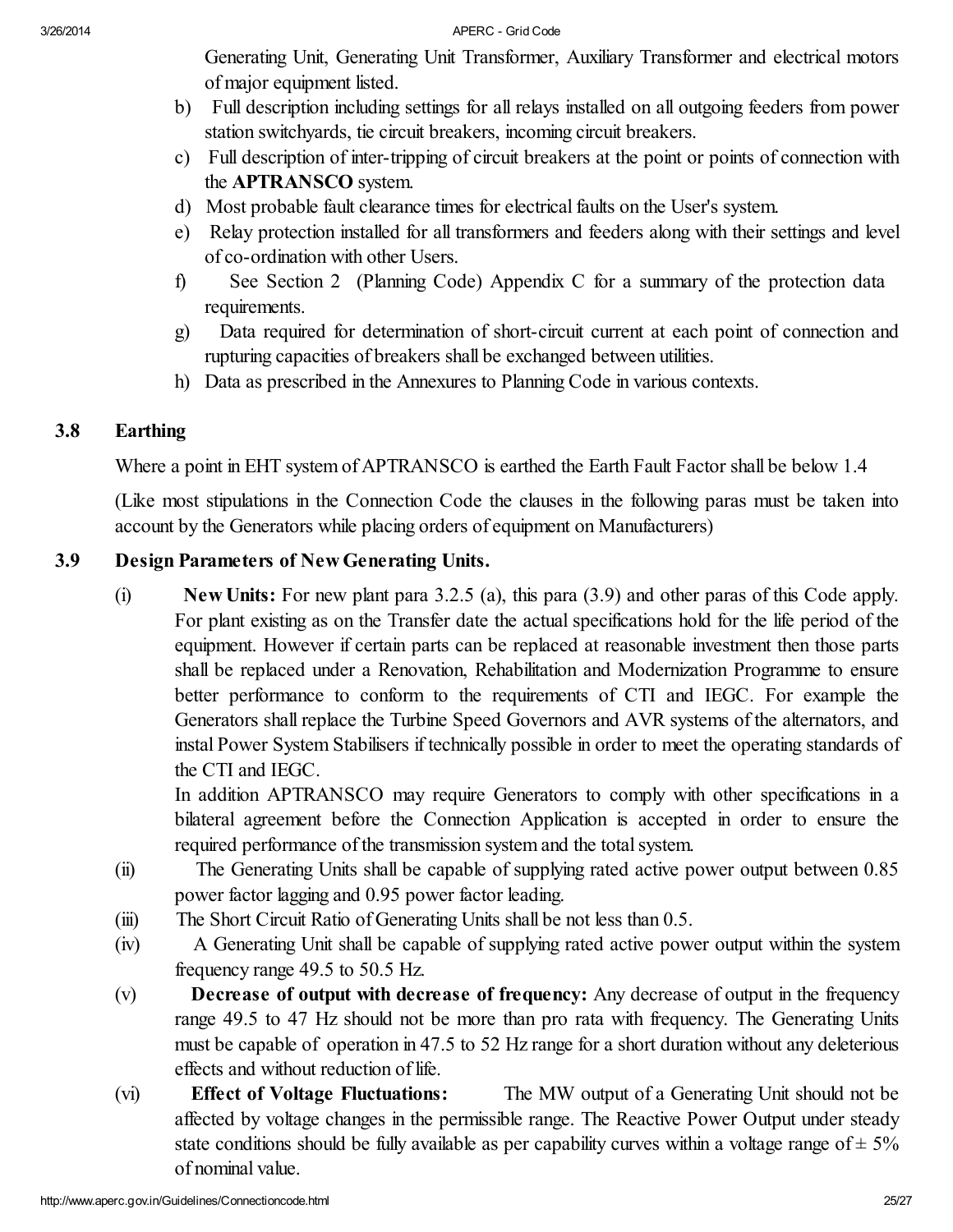Generating Unit, Generating Unit Transformer, Auxiliary Transformer and electrical motors of major equipment listed.

b) Full description including settings for all relays installed on all outgoing feeders from power station switchyards, tie circuit breakers, incoming circuit breakers.

c) Full description of inter-tripping of circuit breakers at the point or points of connection with the **APTRANSCO** system.

d) Most probable fault clearance times for electrical faults on the User's system.

e) Relay protection installed for all transformers and feeders along with their settings and level of co-ordination with other Users.

f) See Section 2 (Planning Code) Appendix C for a summary of the protection data requirements.

g) Data required for determination of short-circuit current at each point of connection and rupturing capacities of breakers shall be exchanged between utilities.

h) Data as prescribed in the Annexures to Planning Code in various contexts.

## 3.8 Earthing

Where a point in EHT system of APTRANSCO is earthed the Earth Fault Factor shall be below 1.4

(Like most stipulations in the Connection Code the clauses in the following paras must be taken into account by the Generators while placing orders of equipment on Manufacturers)

## 3.9 Design Parameters of New Generating Units.

(i) **New Units:** For new plant para 3.2.5 (a), this para (3.9) and other paras of this Code apply. For plant existing as on the Transfer date the actual specifications hold for the life period of the equipment. However if certain parts can be replaced at reasonable investment then those parts shall be replaced under a Renovation, Rehabilitation and Modernization Programme to ensure better performance to conform to the requirements of CTI and IEGC. For example the Generators shall replace the Turbine Speed Governors and AVR systems of the alternators, and instal Power System Stabilisers if technically possible in order to meet the operating standards of the CTI and IEGC.

In addition APTRANSCO may require Generators to comply with other specifications in a bilateral agreement before the Connection Application is accepted in order to ensure the required performance of the transmission system and the total system.

(ii) The Generating Units shall be capable of supplying rated active power output between 0.85 power factor lagging and 0.95 power factor leading.

(iii) The Short Circuit Ratio of Generating Units shall be not less than 0.5.

(iv) A Generating Unit shall be capable of supplying rated active power output within the system frequency range 49.5 to 50.5 Hz.

(v) **Decrease of output with decrease of frequency:** Any decrease of output in the frequency range 49.5 to 47 Hz should not be more than pro rata with frequency. The Generating Units must be capable of operation in 47.5 to 52 Hz range for a short duration without any deleterious effects and without reduction of life.

(vi) **Effect of Voltage Fluctuations:** The MW output of a Generating Unit should not be affected by voltage changes in the permissible range. The Reactive Power Output under steady state conditions should be fully available as per capability curves within a voltage range of ± 5% of nominal value.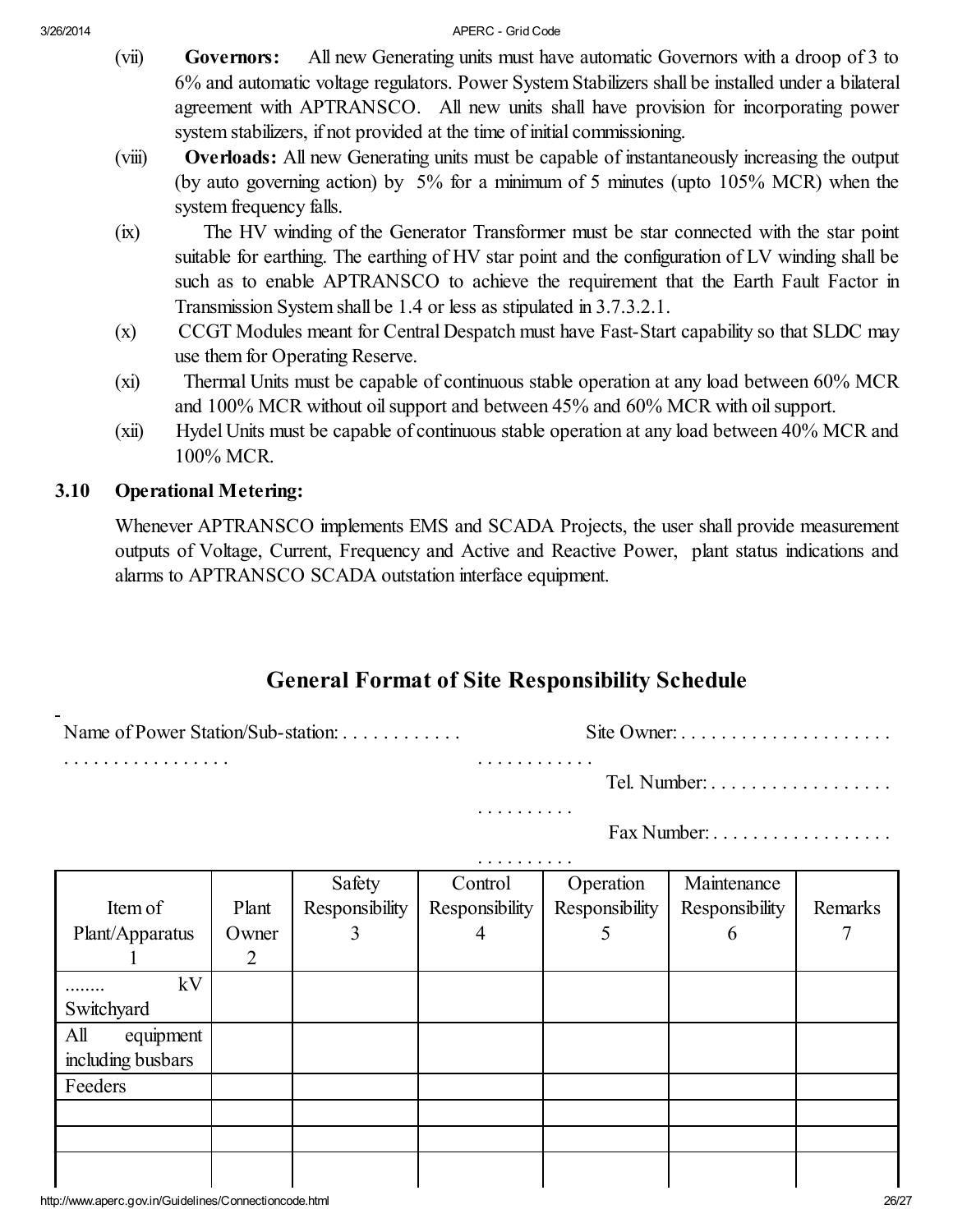(vii) **Governors:** All new Generating units must have automatic Governors with a droop of 3 to 6% and automatic voltage regulators. Power System Stabilizers shall be installed under a bilateral agreement with APTRANSCO. All new units shall have provision for incorporating power system stabilizers, if not provided at the time of initial commissioning.

(viii) **Overloads:** All new Generating units must be capable of instantaneously increasing the output (by auto governing action) by 5% for a minimum of 5 minutes (upto 105% MCR) when the system frequency falls.

(ix) The HV winding of the Generator Transformer must be star connected with the star point suitable for earthing. The earthing of HV star point and the configuration of LV winding shall be such as to enable APTRANSCO to achieve the requirement that the Earth Fault Factor in Transmission System shall be 1.4 or less as stipulated in 3.7.3.2.1.

(x) CCGT Modules meant for Central Despatch must have Fast-Start capability so that SLDC may use them for Operating Reserve.

(xi) Thermal Units must be capable of continuous stable operation at any load between 60% MCR and 100% MCR without oil support and between 45% and 60% MCR with oil support.

(xii) Hydel Units must be capable of continuous stable operation at any load between 40% MCR and 100% MCR.

## 3.10 Operational Metering:

Whenever APTRANSCO implements EMS and SCADA Projects, the user shall provide measurement outputs of Voltage, Current, Frequency and Active and Reactive Power, plant status indications and alarms to APTRANSCO SCADA outstation interface equipment.

## General Format of Site Responsibility Schedule

Name of Power Station/Sub-station: . . . . . . . . . . . . . . . . . . . . . . . . . . . . . .

Site Owner: . . . . . . . . . . . . . . . . . . . . . . . . . . . . . . . . .

Tel. Number: . . . . . . . . . . . . . . . . . . . . . . . . . . . .

Fax Number: . . . . . . . . . . . . . . . . . . . . . . . . . . . .

| Item of Plant/Apparatus 1 | Plant Owner 2 | Safety Responsibility 3 | Control Responsibility 4 | Operation Responsibility 5 | Maintenance Responsibility 6 | Remarks 7 |
|---|---|---|---|---|---|---|
| ........ kV Switchyard | | | | | | |
| All equipment including busbars | | | | | | |
| Feeders | | | | | | |
| | | | | | | |
| | | | | | | |
| | | | | | | |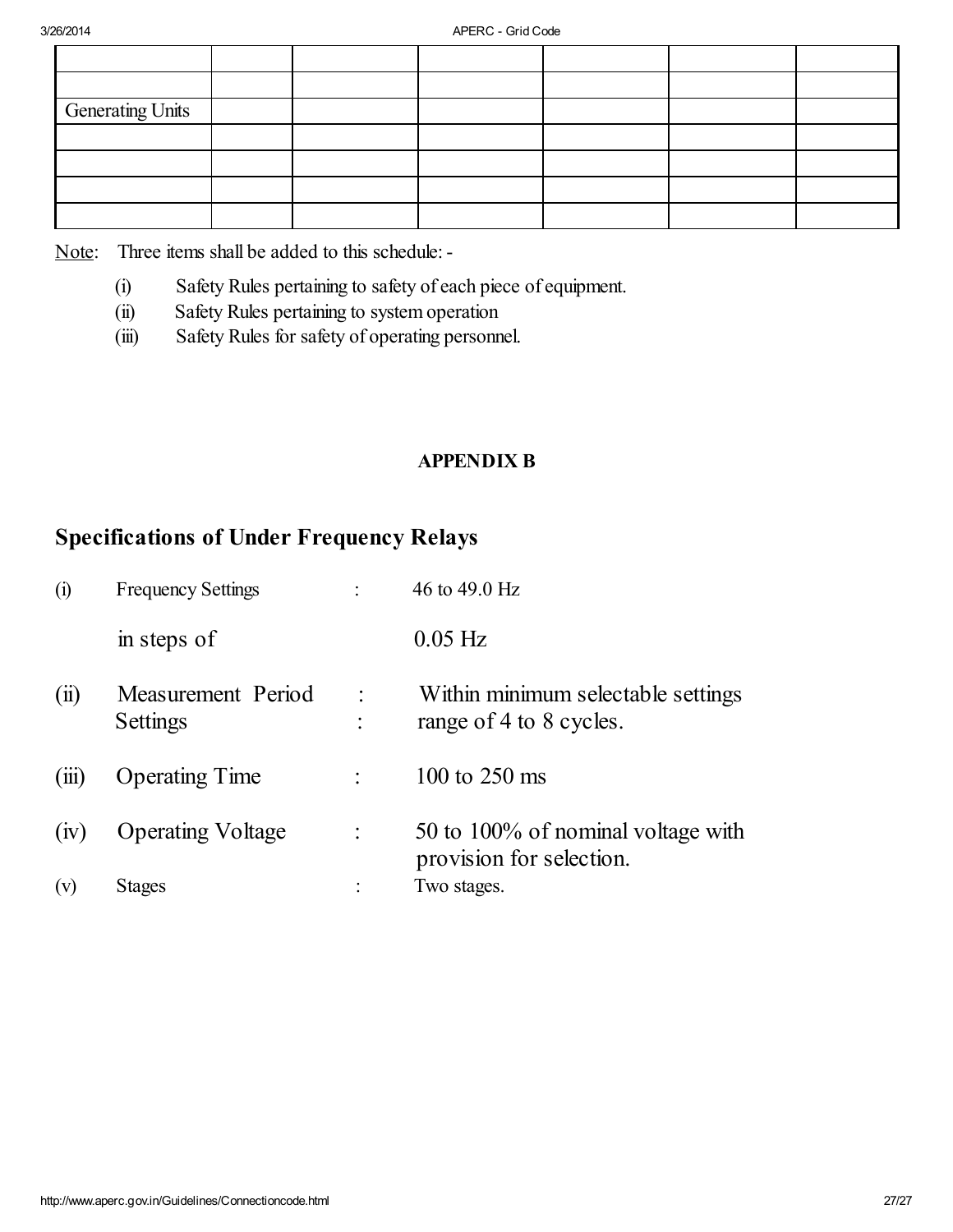| | | | | | | |
|---|---|---|---|---|---|---|
| | | | | | | |
| | | | | | | |
| Generating Units | | | | | | |
| | | | | | | |
| | | | | | | |
| | | | | | | |
| | | | | | | |

Note: Three items shall be added to this schedule: -

(i) Safety Rules pertaining to safety of each piece of equipment.
(ii) Safety Rules pertaining to system operation
(iii) Safety Rules for safety of operating personnel.

**APPENDIX B**

## Specifications of Under Frequency Relays

| | | | |
|---|---|---|---|
| (i) | Frequency Settings | : | 46 to 49.0 Hz |
| | in steps of | | 0.05 Hz |
| (ii) | Measurement Period Settings | : : | Within minimum selectable settings range of 4 to 8 cycles. |
| (iii) | Operating Time | : | 100 to 250 ms |
| (iv) | Operating Voltage | : | 50 to 100% of nominal voltage with provision for selection. |
| (v) | Stages | : | Two stages. |